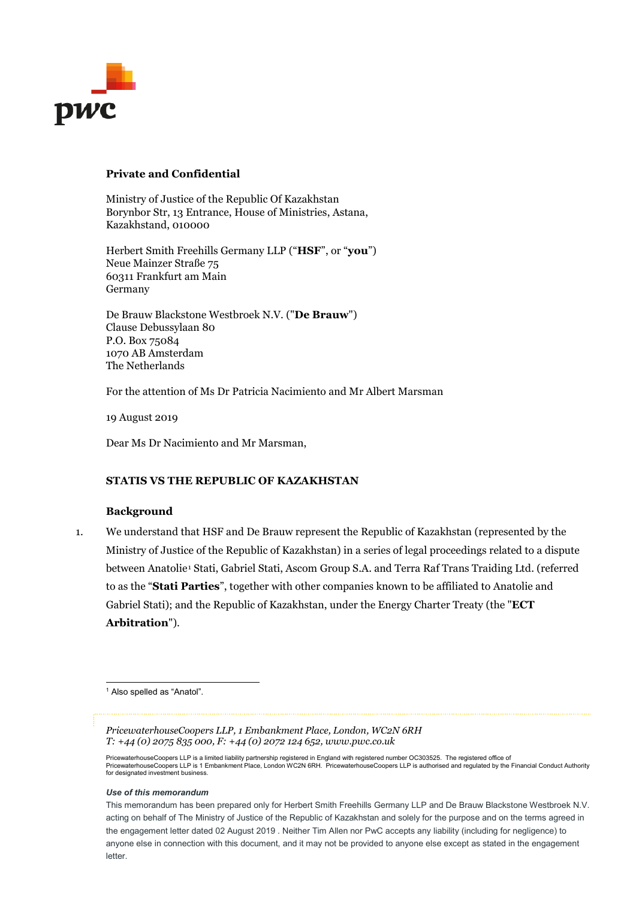**Private and Confidential**

Ministry of Justice of the Republic Of Kazakhstan
Borynbor Str, 13 Entrance, House of Ministries, Astana,
Kazakhstand, 010000

Herbert Smith Freehills Germany LLP ("**HSF**", or "**you**")
Neue Mainzer Straße 75
60311 Frankfurt am Main
Germany

De Brauw Blackstone Westbroek N.V. ("**De Brauw**")
Clause Debussylaan 80
P.O. Box 75084
1070 AB Amsterdam
The Netherlands

For the attention of Ms Dr Patricia Nacimiento and Mr Albert Marsman

19 August 2019

Dear Ms Dr Nacimiento and Mr Marsman,

**STATIS VS THE REPUBLIC OF KAZAKHSTAN**

**Background**

1. We understand that HSF and De Brauw represent the Republic of Kazakhstan (represented by the Ministry of Justice of the Republic of Kazakhstan) in a series of legal proceedings related to a dispute between Anatolie[1] Stati, Gabriel Stati, Ascom Group S.A. and Terra Raf Trans Traiding Ltd. (referred to as the "**Stati Parties**", together with other companies known to be affiliated to Anatolie and Gabriel Stati); and the Republic of Kazakhstan, under the Energy Charter Treaty (the "**ECT Arbitration**").

[1] Also spelled as "Anatol".

*PricewaterhouseCoopers LLP, 1 Embankment Place, London, WC2N 6RH*
*T: +44 (0) 2075 835 000, F: +44 (0) 2072 124 652, www.pwc.co.uk*

PricewaterhouseCoopers LLP is a limited liability partnership registered in England with registered number OC303525. The registered office of PricewaterhouseCoopers LLP is 1 Embankment Place, London WC2N 6RH. PricewaterhouseCoopers LLP is authorised and regulated by the Financial Conduct Authority for designated investment business.

***Use of this memorandum***

This memorandum has been prepared only for Herbert Smith Freehills Germany LLP and De Brauw Blackstone Westbroek N.V. acting on behalf of The Ministry of Justice of the Republic of Kazakhstan and solely for the purpose and on the terms agreed in the engagement letter dated 02 August 2019 . Neither Tim Allen nor PwC accepts any liability (including for negligence) to anyone else in connection with this document, and it may not be provided to anyone else except as stated in the engagement letter.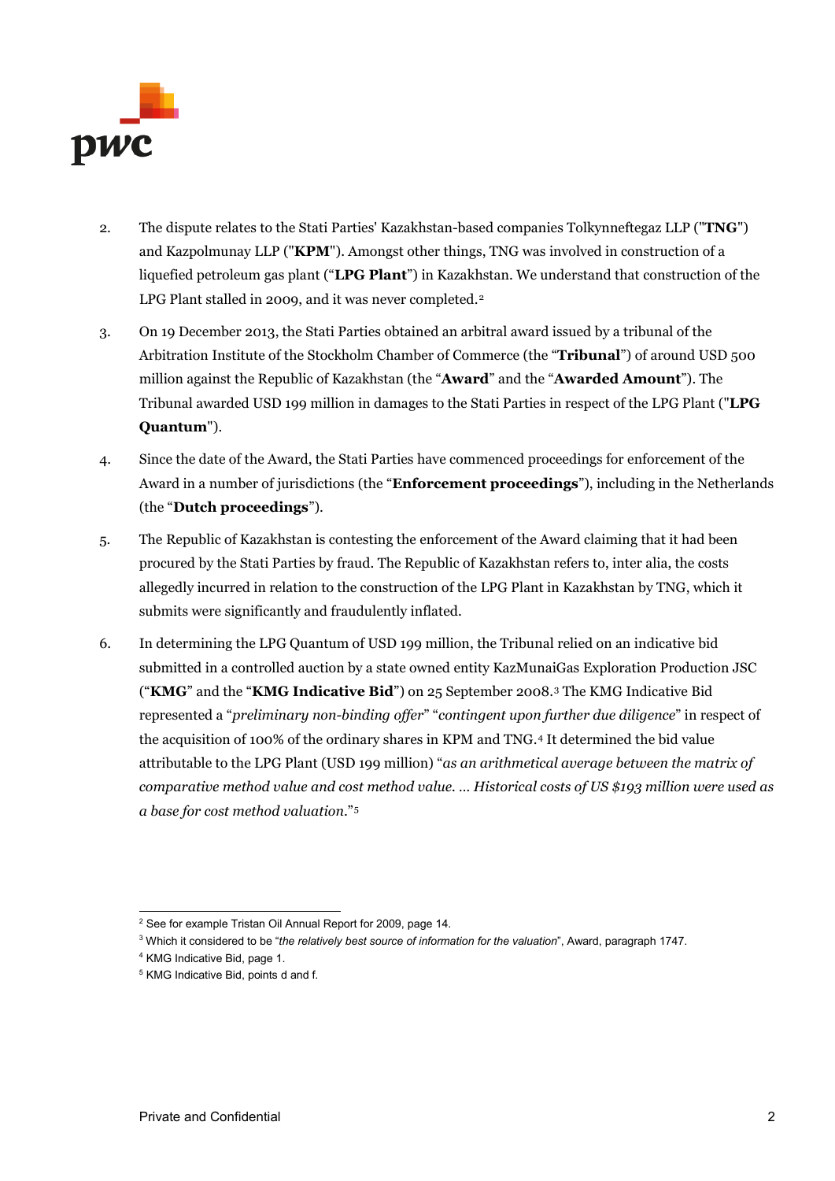2. The dispute relates to the Stati Parties' Kazakhstan-based companies Tolkynneftegaz LLP ("**TNG**") and Kazpolmunay LLP ("**KPM**"). Amongst other things, TNG was involved in construction of a liquefied petroleum gas plant ("**LPG Plant**") in Kazakhstan. We understand that construction of the LPG Plant stalled in 2009, and it was never completed.[2]

3. On 19 December 2013, the Stati Parties obtained an arbitral award issued by a tribunal of the Arbitration Institute of the Stockholm Chamber of Commerce (the "**Tribunal**") of around USD 500 million against the Republic of Kazakhstan (the "**Award**" and the "**Awarded Amount**"). The Tribunal awarded USD 199 million in damages to the Stati Parties in respect of the LPG Plant ("**LPG Quantum**").

4. Since the date of the Award, the Stati Parties have commenced proceedings for enforcement of the Award in a number of jurisdictions (the "**Enforcement proceedings**"), including in the Netherlands (the "**Dutch proceedings**").

5. The Republic of Kazakhstan is contesting the enforcement of the Award claiming that it had been procured by the Stati Parties by fraud. The Republic of Kazakhstan refers to, inter alia, the costs allegedly incurred in relation to the construction of the LPG Plant in Kazakhstan by TNG, which it submits were significantly and fraudulently inflated.

6. In determining the LPG Quantum of USD 199 million, the Tribunal relied on an indicative bid submitted in a controlled auction by a state owned entity KazMunaiGas Exploration Production JSC ("**KMG**" and the "**KMG Indicative Bid**") on 25 September 2008.[3] The KMG Indicative Bid represented a "*preliminary non-binding offer*" "*contingent upon further due diligence*" in respect of the acquisition of 100% of the ordinary shares in KPM and TNG.[4] It determined the bid value attributable to the LPG Plant (USD 199 million) "*as an arithmetical average between the matrix of comparative method value and cost method value. … Historical costs of US $193 million were used as a base for cost method valuation.*"[5]

---

[2] See for example Tristan Oil Annual Report for 2009, page 14.

[3] Which it considered to be "*the relatively best source of information for the valuation*", Award, paragraph 1747.

[4] KMG Indicative Bid, page 1.

[5] KMG Indicative Bid, points d and f.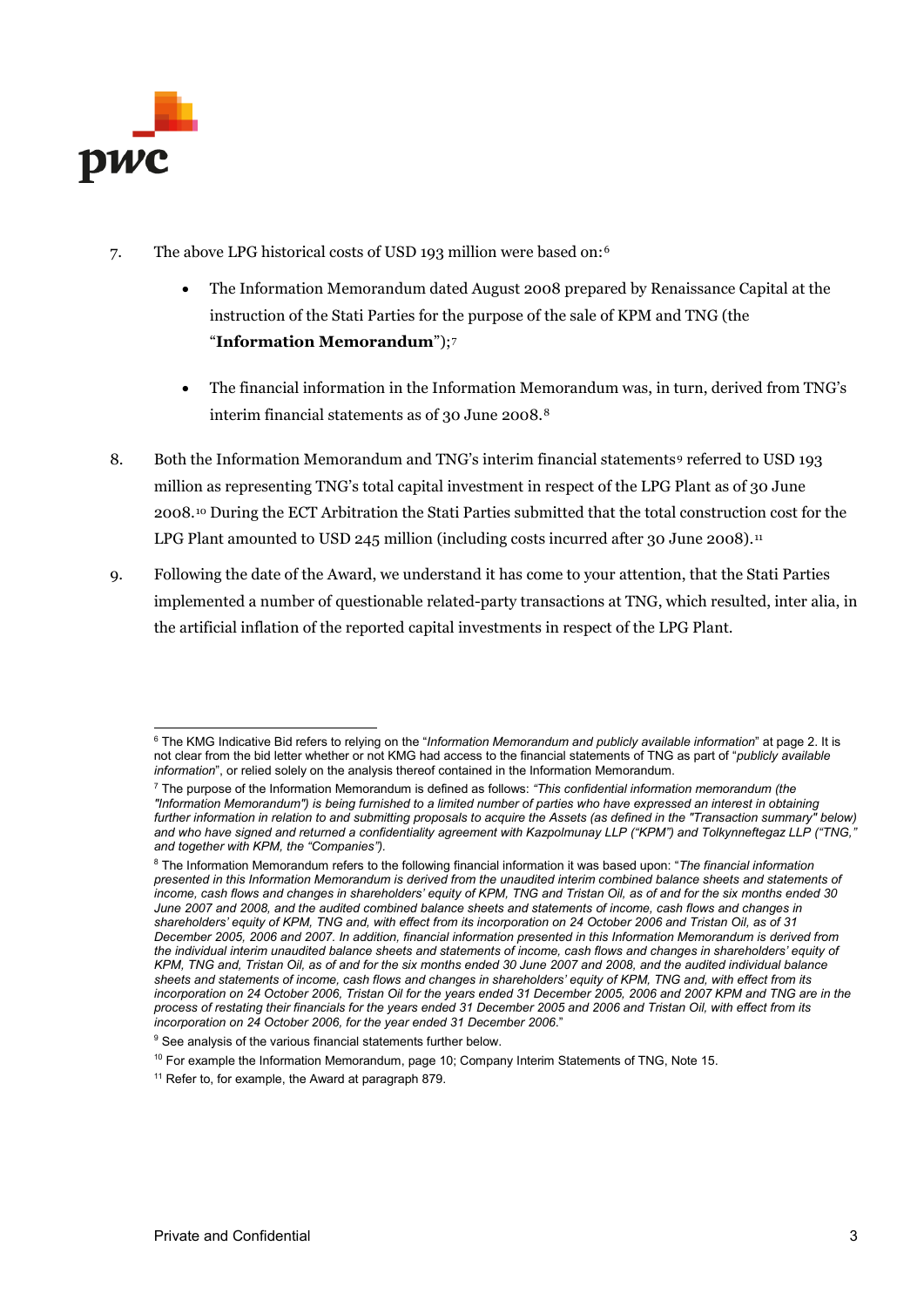7. The above LPG historical costs of USD 193 million were based on:[6]

   - The Information Memorandum dated August 2008 prepared by Renaissance Capital at the instruction of the Stati Parties for the purpose of the sale of KPM and TNG (the "**Information Memorandum**");[7]

   - The financial information in the Information Memorandum was, in turn, derived from TNG's interim financial statements as of 30 June 2008.[8]

8. Both the Information Memorandum and TNG's interim financial statements[9] referred to USD 193 million as representing TNG's total capital investment in respect of the LPG Plant as of 30 June 2008.[10] During the ECT Arbitration the Stati Parties submitted that the total construction cost for the LPG Plant amounted to USD 245 million (including costs incurred after 30 June 2008).[11]

9. Following the date of the Award, we understand it has come to your attention, that the Stati Parties implemented a number of questionable related-party transactions at TNG, which resulted, inter alia, in the artificial inflation of the reported capital investments in respect of the LPG Plant.

---

[6] The KMG Indicative Bid refers to relying on the "*Information Memorandum and publicly available information*" at page 2. It is not clear from the bid letter whether or not KMG had access to the financial statements of TNG as part of "*publicly available information*", or relied solely on the analysis thereof contained in the Information Memorandum.

[7] The purpose of the Information Memorandum is defined as follows: *"This confidential information memorandum (the "Information Memorandum") is being furnished to a limited number of parties who have expressed an interest in obtaining further information in relation to and submitting proposals to acquire the Assets (as defined in the "Transaction summary" below) and who have signed and returned a confidentiality agreement with Kazpolmunay LLP ("KPM") and Tolkynneftegaz LLP ("TNG," and together with KPM, the "Companies").*

[8] The Information Memorandum refers to the following financial information it was based upon: "*The financial information presented in this Information Memorandum is derived from the unaudited interim combined balance sheets and statements of income, cash flows and changes in shareholders' equity of KPM, TNG and Tristan Oil, as of and for the six months ended 30 June 2007 and 2008, and the audited combined balance sheets and statements of income, cash flows and changes in shareholders' equity of KPM, TNG and, with effect from its incorporation on 24 October 2006 and Tristan Oil, as of 31 December 2005, 2006 and 2007. In addition, financial information presented in this Information Memorandum is derived from the individual interim unaudited balance sheets and statements of income, cash flows and changes in shareholders' equity of KPM, TNG and, Tristan Oil, as of and for the six months ended 30 June 2007 and 2008, and the audited individual balance sheets and statements of income, cash flows and changes in shareholders' equity of KPM, TNG and, with effect from its incorporation on 24 October 2006, Tristan Oil for the years ended 31 December 2005, 2006 and 2007 KPM and TNG are in the process of restating their financials for the years ended 31 December 2005 and 2006 and Tristan Oil, with effect from its incorporation on 24 October 2006, for the year ended 31 December 2006.*"

[9] See analysis of the various financial statements further below.

[10] For example the Information Memorandum, page 10; Company Interim Statements of TNG, Note 15.

[11] Refer to, for example, the Award at paragraph 879.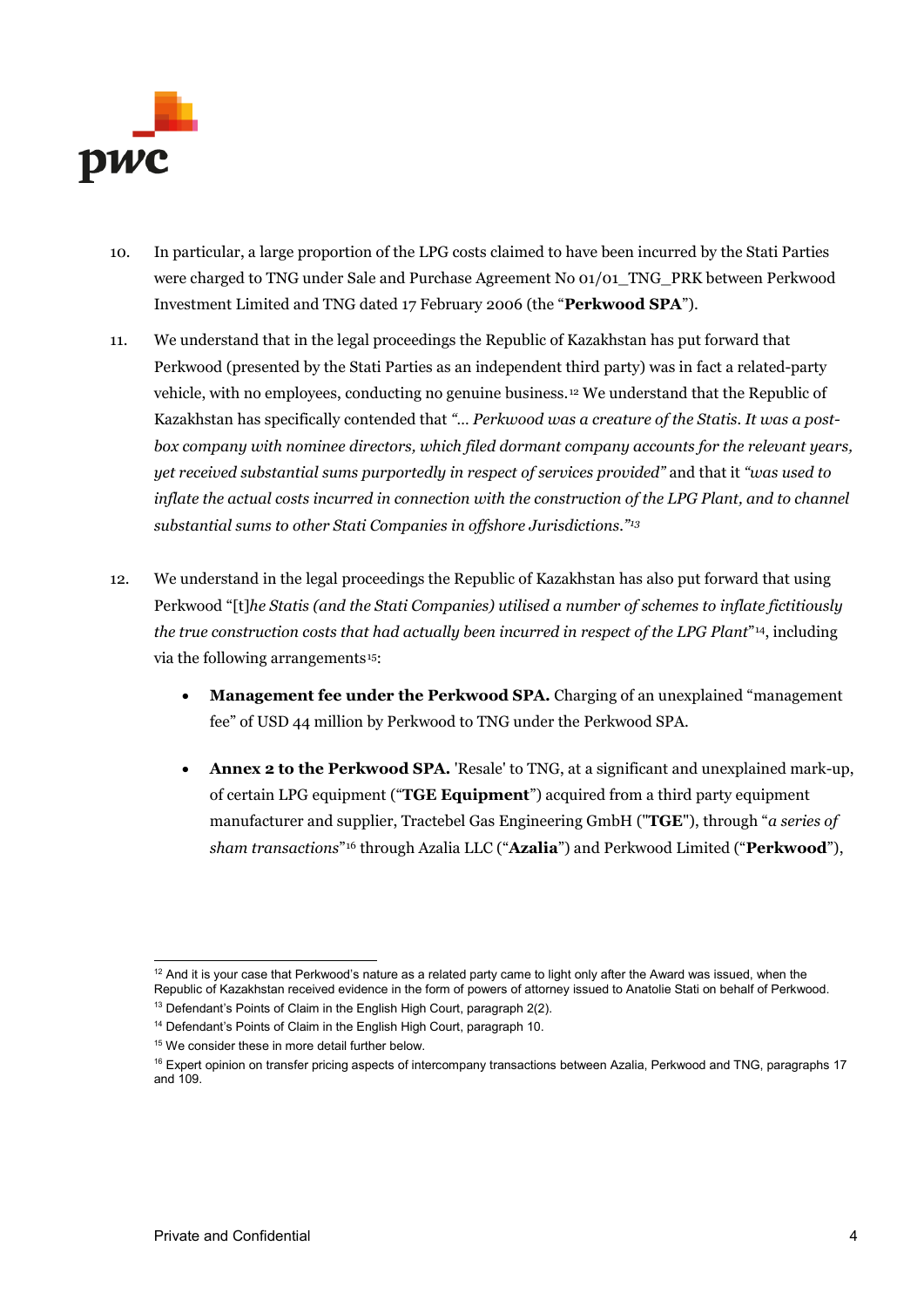10. In particular, a large proportion of the LPG costs claimed to have been incurred by the Stati Parties were charged to TNG under Sale and Purchase Agreement No 01/01_TNG_PRK between Perkwood Investment Limited and TNG dated 17 February 2006 (the "**Perkwood SPA**").

11. We understand that in the legal proceedings the Republic of Kazakhstan has put forward that Perkwood (presented by the Stati Parties as an independent third party) was in fact a related-party vehicle, with no employees, conducting no genuine business.[12] We understand that the Republic of Kazakhstan has specifically contended that *"... Perkwood was a creature of the Statis. It was a post-box company with nominee directors, which filed dormant company accounts for the relevant years, yet received substantial sums purportedly in respect of services provided"* and that it *"was used to inflate the actual costs incurred in connection with the construction of the LPG Plant, and to channel substantial sums to other Stati Companies in offshore Jurisdictions."*[13]

12. We understand in the legal proceedings the Republic of Kazakhstan has also put forward that using Perkwood "[t]*he Statis (and the Stati Companies) utilised a number of schemes to inflate fictitiously the true construction costs that had actually been incurred in respect of the LPG Plant*"[14], including via the following arrangements[15]:

    - **Management fee under the Perkwood SPA.** Charging of an unexplained "management fee" of USD 44 million by Perkwood to TNG under the Perkwood SPA.

    - **Annex 2 to the Perkwood SPA.** 'Resale' to TNG, at a significant and unexplained mark-up, of certain LPG equipment ("**TGE Equipment**") acquired from a third party equipment manufacturer and supplier, Tractebel Gas Engineering GmbH ("**TGE**"), through "*a series of sham transactions*"[16] through Azalia LLC ("**Azalia**") and Perkwood Limited ("**Perkwood**"),

---

[12] And it is your case that Perkwood's nature as a related party came to light only after the Award was issued, when the Republic of Kazakhstan received evidence in the form of powers of attorney issued to Anatolie Stati on behalf of Perkwood.

[13] Defendant's Points of Claim in the English High Court, paragraph 2(2).

[14] Defendant's Points of Claim in the English High Court, paragraph 10.

[15] We consider these in more detail further below.

[16] Expert opinion on transfer pricing aspects of intercompany transactions between Azalia, Perkwood and TNG, paragraphs 17 and 109.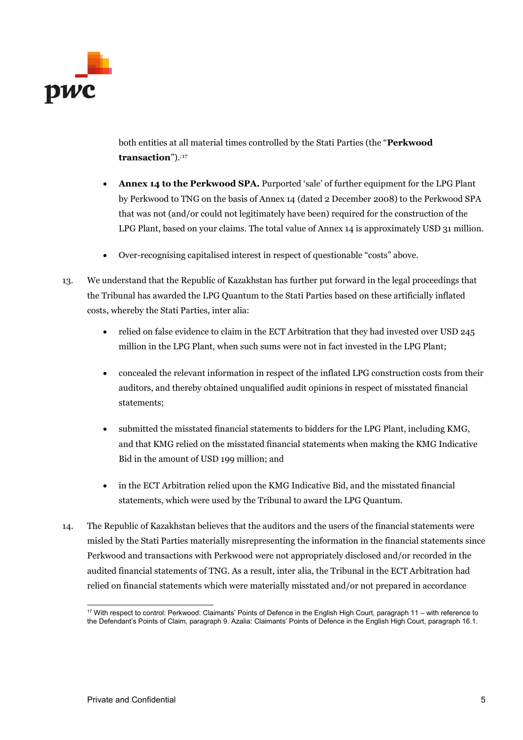both entities at all material times controlled by the Stati Parties (the "**Perkwood transaction**");[17]

- **Annex 14 to the Perkwood SPA.** Purported 'sale' of further equipment for the LPG Plant by Perkwood to TNG on the basis of Annex 14 (dated 2 December 2008) to the Perkwood SPA that was not (and/or could not legitimately have been) required for the construction of the LPG Plant, based on your claims. The total value of Annex 14 is approximately USD 31 million.

- Over-recognising capitalised interest in respect of questionable "costs" above.

13. We understand that the Republic of Kazakhstan has further put forward in the legal proceedings that the Tribunal has awarded the LPG Quantum to the Stati Parties based on these artificially inflated costs, whereby the Stati Parties, inter alia:

    - relied on false evidence to claim in the ECT Arbitration that they had invested over USD 245 million in the LPG Plant, when such sums were not in fact invested in the LPG Plant;

    - concealed the relevant information in respect of the inflated LPG construction costs from their auditors, and thereby obtained unqualified audit opinions in respect of misstated financial statements;

    - submitted the misstated financial statements to bidders for the LPG Plant, including KMG, and that KMG relied on the misstated financial statements when making the KMG Indicative Bid in the amount of USD 199 million; and

    - in the ECT Arbitration relied upon the KMG Indicative Bid, and the misstated financial statements, which were used by the Tribunal to award the LPG Quantum.

14. The Republic of Kazakhstan believes that the auditors and the users of the financial statements were misled by the Stati Parties materially misrepresenting the information in the financial statements since Perkwood and transactions with Perkwood were not appropriately disclosed and/or recorded in the audited financial statements of TNG. As a result, inter alia, the Tribunal in the ECT Arbitration had relied on financial statements which were materially misstated and/or not prepared in accordance

---

[17] With respect to control: Perkwood: Claimants' Points of Defence in the English High Court, paragraph 11 – with reference to the Defendant's Points of Claim, paragraph 9. Azalia: Claimants' Points of Defence in the English High Court, paragraph 16.1.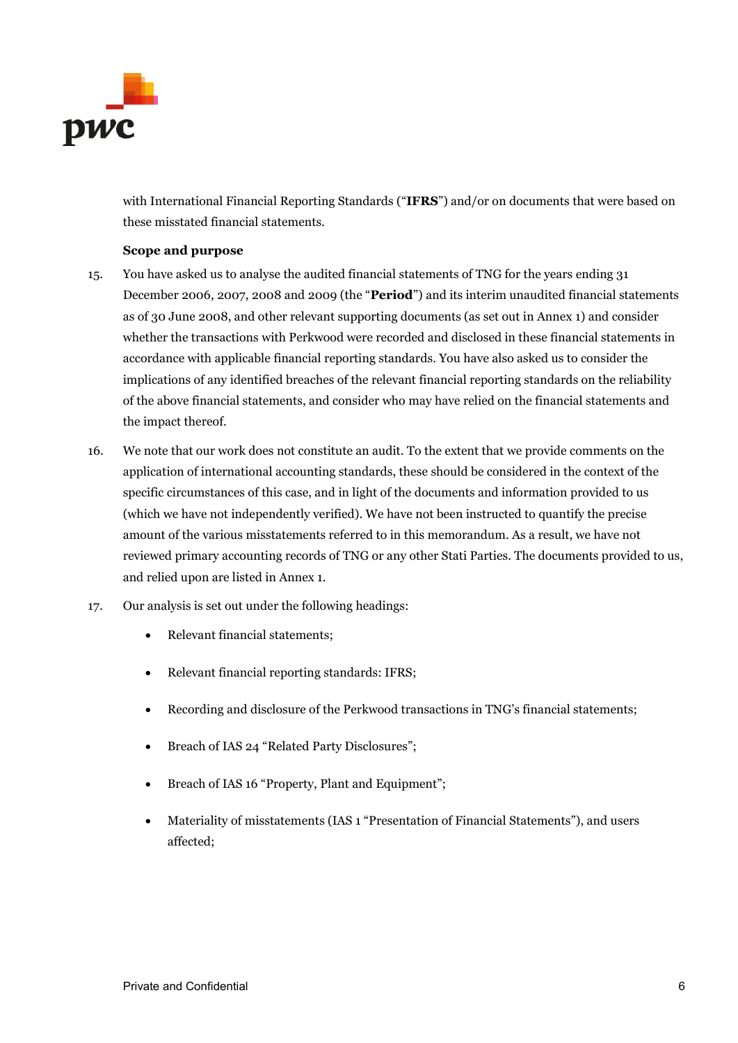with International Financial Reporting Standards ("**IFRS**") and/or on documents that were based on these misstated financial statements.

**Scope and purpose**

15. You have asked us to analyse the audited financial statements of TNG for the years ending 31 December 2006, 2007, 2008 and 2009 (the "**Period**") and its interim unaudited financial statements as of 30 June 2008, and other relevant supporting documents (as set out in Annex 1) and consider whether the transactions with Perkwood were recorded and disclosed in these financial statements in accordance with applicable financial reporting standards. You have also asked us to consider the implications of any identified breaches of the relevant financial reporting standards on the reliability of the above financial statements, and consider who may have relied on the financial statements and the impact thereof.

16. We note that our work does not constitute an audit. To the extent that we provide comments on the application of international accounting standards, these should be considered in the context of the specific circumstances of this case, and in light of the documents and information provided to us (which we have not independently verified). We have not been instructed to quantify the precise amount of the various misstatements referred to in this memorandum. As a result, we have not reviewed primary accounting records of TNG or any other Stati Parties. The documents provided to us, and relied upon are listed in Annex 1.

17. Our analysis is set out under the following headings:

    - Relevant financial statements;
    - Relevant financial reporting standards: IFRS;
    - Recording and disclosure of the Perkwood transactions in TNG's financial statements;
    - Breach of IAS 24 "Related Party Disclosures";
    - Breach of IAS 16 "Property, Plant and Equipment";
    - Materiality of misstatements (IAS 1 "Presentation of Financial Statements"), and users affected;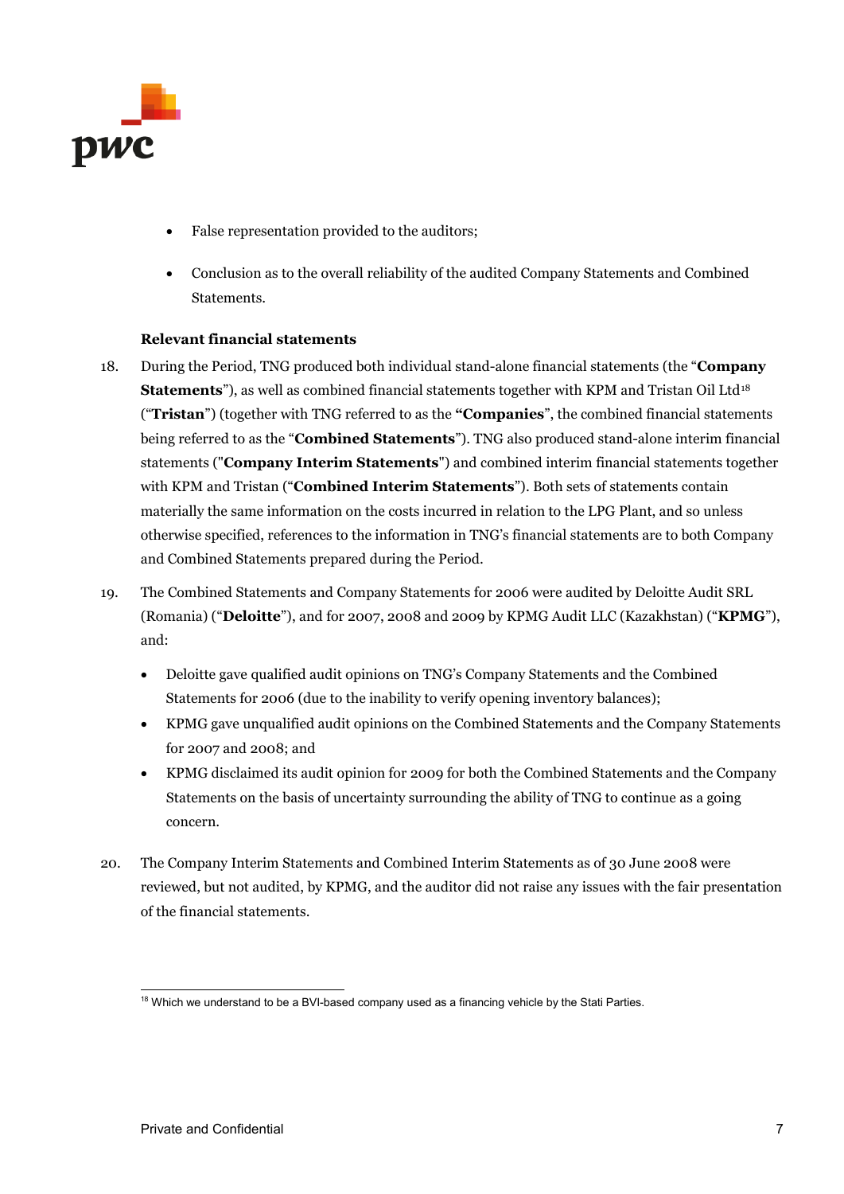- False representation provided to the auditors;
- Conclusion as to the overall reliability of the audited Company Statements and Combined Statements.

**Relevant financial statements**

18. During the Period, TNG produced both individual stand-alone financial statements (the "**Company Statements**"), as well as combined financial statements together with KPM and Tristan Oil Ltd[18] ("**Tristan**") (together with TNG referred to as the **"Companies**", the combined financial statements being referred to as the "**Combined Statements**"). TNG also produced stand-alone interim financial statements ("**Company Interim Statements**") and combined interim financial statements together with KPM and Tristan ("**Combined Interim Statements**"). Both sets of statements contain materially the same information on the costs incurred in relation to the LPG Plant, and so unless otherwise specified, references to the information in TNG's financial statements are to both Company and Combined Statements prepared during the Period.

19. The Combined Statements and Company Statements for 2006 were audited by Deloitte Audit SRL (Romania) ("**Deloitte**"), and for 2007, 2008 and 2009 by KPMG Audit LLC (Kazakhstan) ("**KPMG**"), and:
    - Deloitte gave qualified audit opinions on TNG's Company Statements and the Combined Statements for 2006 (due to the inability to verify opening inventory balances);
    - KPMG gave unqualified audit opinions on the Combined Statements and the Company Statements for 2007 and 2008; and
    - KPMG disclaimed its audit opinion for 2009 for both the Combined Statements and the Company Statements on the basis of uncertainty surrounding the ability of TNG to continue as a going concern.

20. The Company Interim Statements and Combined Interim Statements as of 30 June 2008 were reviewed, but not audited, by KPMG, and the auditor did not raise any issues with the fair presentation of the financial statements.

[18] Which we understand to be a BVI-based company used as a financing vehicle by the Stati Parties.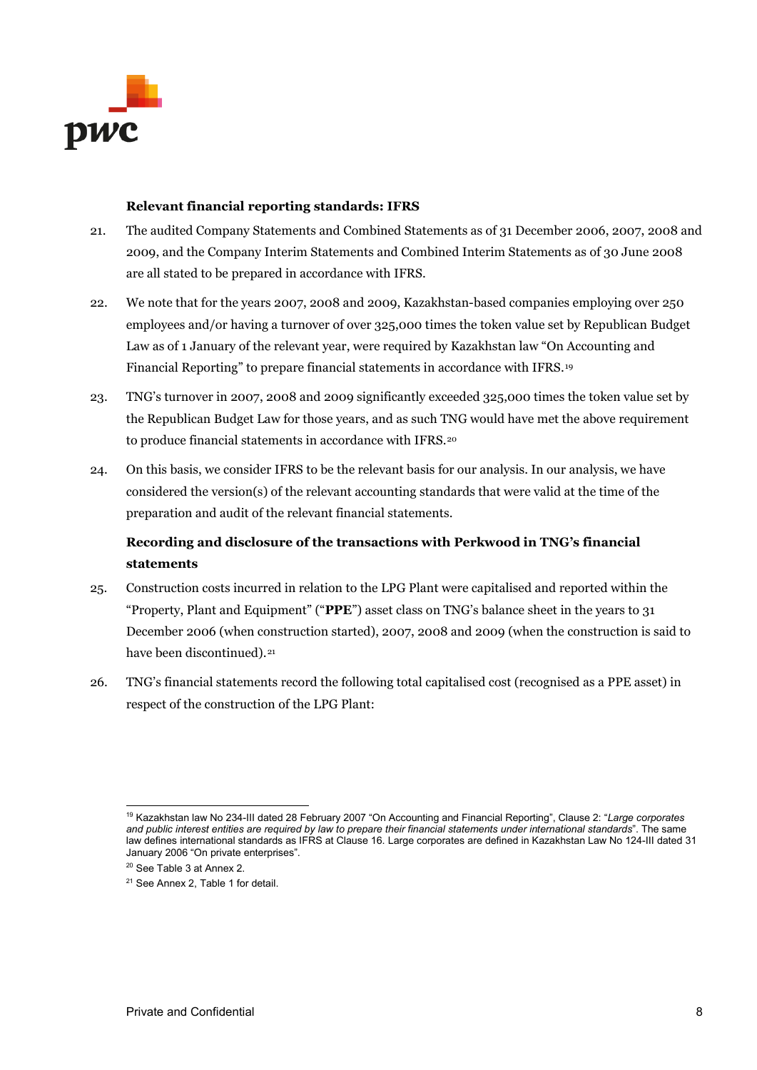**Relevant financial reporting standards: IFRS**

21. The audited Company Statements and Combined Statements as of 31 December 2006, 2007, 2008 and 2009, and the Company Interim Statements and Combined Interim Statements as of 30 June 2008 are all stated to be prepared in accordance with IFRS.

22. We note that for the years 2007, 2008 and 2009, Kazakhstan-based companies employing over 250 employees and/or having a turnover of over 325,000 times the token value set by Republican Budget Law as of 1 January of the relevant year, were required by Kazakhstan law "On Accounting and Financial Reporting" to prepare financial statements in accordance with IFRS.[19]

23. TNG's turnover in 2007, 2008 and 2009 significantly exceeded 325,000 times the token value set by the Republican Budget Law for those years, and as such TNG would have met the above requirement to produce financial statements in accordance with IFRS.[20]

24. On this basis, we consider IFRS to be the relevant basis for our analysis. In our analysis, we have considered the version(s) of the relevant accounting standards that were valid at the time of the preparation and audit of the relevant financial statements.

**Recording and disclosure of the transactions with Perkwood in TNG's financial statements**

25. Construction costs incurred in relation to the LPG Plant were capitalised and reported within the "Property, Plant and Equipment" ("**PPE**") asset class on TNG's balance sheet in the years to 31 December 2006 (when construction started), 2007, 2008 and 2009 (when the construction is said to have been discontinued).[21]

26. TNG's financial statements record the following total capitalised cost (recognised as a PPE asset) in respect of the construction of the LPG Plant:

---

[19] Kazakhstan law No 234-III dated 28 February 2007 "On Accounting and Financial Reporting", Clause 2: "*Large corporates and public interest entities are required by law to prepare their financial statements under international standards*". The same law defines international standards as IFRS at Clause 16. Large corporates are defined in Kazakhstan Law No 124-III dated 31 January 2006 "On private enterprises".

[20] See Table 3 at Annex 2.

[21] See Annex 2, Table 1 for detail.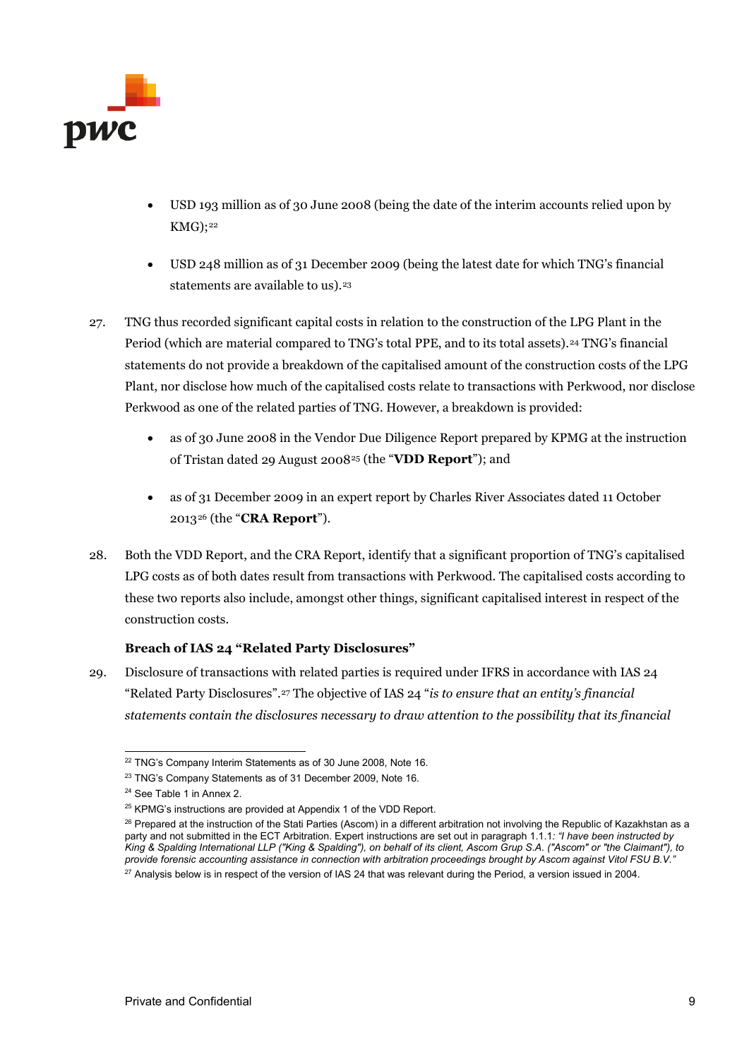- USD 193 million as of 30 June 2008 (being the date of the interim accounts relied upon by KMG);[22]

- USD 248 million as of 31 December 2009 (being the latest date for which TNG's financial statements are available to us).[23]

27. TNG thus recorded significant capital costs in relation to the construction of the LPG Plant in the Period (which are material compared to TNG's total PPE, and to its total assets).[24] TNG's financial statements do not provide a breakdown of the capitalised amount of the construction costs of the LPG Plant, nor disclose how much of the capitalised costs relate to transactions with Perkwood, nor disclose Perkwood as one of the related parties of TNG. However, a breakdown is provided:

    - as of 30 June 2008 in the Vendor Due Diligence Report prepared by KPMG at the instruction of Tristan dated 29 August 2008[25] (the "**VDD Report**"); and

    - as of 31 December 2009 in an expert report by Charles River Associates dated 11 October 2013[26] (the "**CRA Report**").

28. Both the VDD Report, and the CRA Report, identify that a significant proportion of TNG's capitalised LPG costs as of both dates result from transactions with Perkwood. The capitalised costs according to these two reports also include, amongst other things, significant capitalised interest in respect of the construction costs.

**Breach of IAS 24 "Related Party Disclosures"**

29. Disclosure of transactions with related parties is required under IFRS in accordance with IAS 24 "Related Party Disclosures".[27] The objective of IAS 24 "*is to ensure that an entity's financial statements contain the disclosures necessary to draw attention to the possibility that its financial*

---

[22] TNG's Company Interim Statements as of 30 June 2008, Note 16.

[23] TNG's Company Statements as of 31 December 2009, Note 16.

[24] See Table 1 in Annex 2.

[25] KPMG's instructions are provided at Appendix 1 of the VDD Report.

[26] Prepared at the instruction of the Stati Parties (Ascom) in a different arbitration not involving the Republic of Kazakhstan as a party and not submitted in the ECT Arbitration. Expert instructions are set out in paragraph 1.1.1: *"I have been instructed by King & Spalding International LLP ("King & Spalding"), on behalf of its client, Ascom Grup S.A. ("Ascom" or "the Claimant"), to provide forensic accounting assistance in connection with arbitration proceedings brought by Ascom against Vitol FSU B.V."*

[27] Analysis below is in respect of the version of IAS 24 that was relevant during the Period, a version issued in 2004.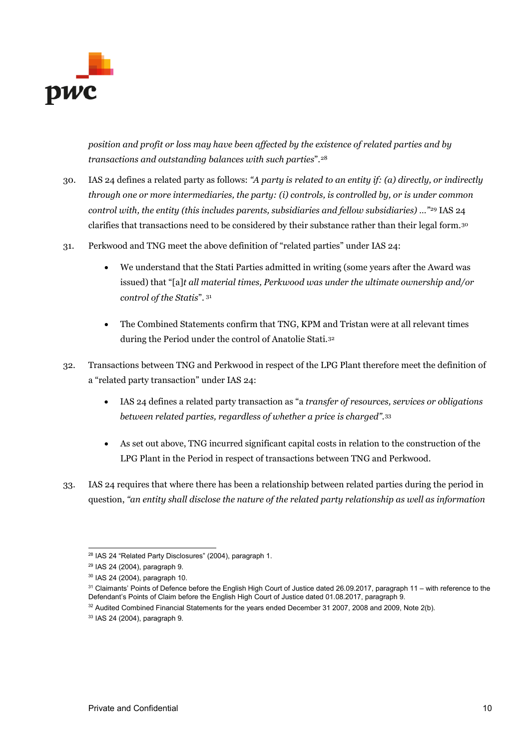*position and profit or loss may have been affected by the existence of related parties and by transactions and outstanding balances with such parties*".[28]

30. IAS 24 defines a related party as follows: *"A party is related to an entity if: (a) directly, or indirectly through one or more intermediaries, the party: (i) controls, is controlled by, or is under common control with, the entity (this includes parents, subsidiaries and fellow subsidiaries) …"*[29] IAS 24 clarifies that transactions need to be considered by their substance rather than their legal form.[30]

31. Perkwood and TNG meet the above definition of "related parties" under IAS 24:

    - We understand that the Stati Parties admitted in writing (some years after the Award was issued) that "[a]*t all material times, Perkwood was under the ultimate ownership and/or control of the Statis*". [31]

    - The Combined Statements confirm that TNG, KPM and Tristan were at all relevant times during the Period under the control of Anatolie Stati.[32]

32. Transactions between TNG and Perkwood in respect of the LPG Plant therefore meet the definition of a "related party transaction" under IAS 24:

    - IAS 24 defines a related party transaction as "a *transfer of resources, services or obligations between related parties, regardless of whether a price is charged"*.[33]

    - As set out above, TNG incurred significant capital costs in relation to the construction of the LPG Plant in the Period in respect of transactions between TNG and Perkwood.

33. IAS 24 requires that where there has been a relationship between related parties during the period in question, *"an entity shall disclose the nature of the related party relationship as well as information*

---

[28] IAS 24 "Related Party Disclosures" (2004), paragraph 1.

[29] IAS 24 (2004), paragraph 9.

[30] IAS 24 (2004), paragraph 10.

[31] Claimants' Points of Defence before the English High Court of Justice dated 26.09.2017, paragraph 11 – with reference to the Defendant's Points of Claim before the English High Court of Justice dated 01.08.2017, paragraph 9.

[32] Audited Combined Financial Statements for the years ended December 31 2007, 2008 and 2009, Note 2(b).

[33] IAS 24 (2004), paragraph 9.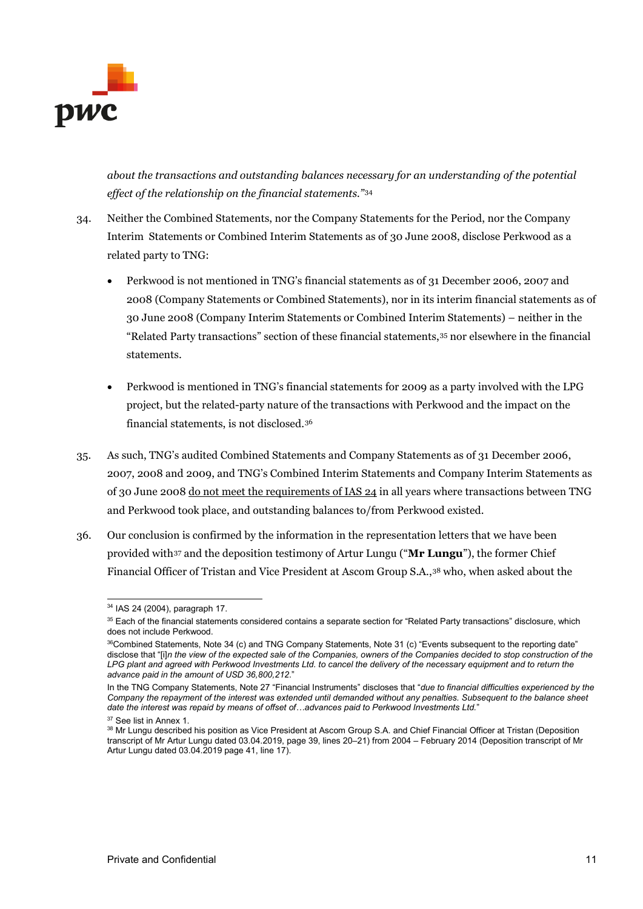*about the transactions and outstanding balances necessary for an understanding of the potential effect of the relationship on the financial statements."*[34]

34. Neither the Combined Statements, nor the Company Statements for the Period, nor the Company Interim Statements or Combined Interim Statements as of 30 June 2008, disclose Perkwood as a related party to TNG:

    - Perkwood is not mentioned in TNG's financial statements as of 31 December 2006, 2007 and 2008 (Company Statements or Combined Statements), nor in its interim financial statements as of 30 June 2008 (Company Interim Statements or Combined Interim Statements) – neither in the "Related Party transactions" section of these financial statements,[35] nor elsewhere in the financial statements.

    - Perkwood is mentioned in TNG's financial statements for 2009 as a party involved with the LPG project, but the related-party nature of the transactions with Perkwood and the impact on the financial statements, is not disclosed.[36]

35. As such, TNG's audited Combined Statements and Company Statements as of 31 December 2006, 2007, 2008 and 2009, and TNG's Combined Interim Statements and Company Interim Statements as of 30 June 2008 <u>do not meet the requirements of IAS 24</u> in all years where transactions between TNG and Perkwood took place, and outstanding balances to/from Perkwood existed.

36. Our conclusion is confirmed by the information in the representation letters that we have been provided with[37] and the deposition testimony of Artur Lungu ("**Mr Lungu**"), the former Chief Financial Officer of Tristan and Vice President at Ascom Group S.A.,[38] who, when asked about the

---

[34] IAS 24 (2004), paragraph 17.

[35] Each of the financial statements considered contains a separate section for "Related Party transactions" disclosure, which does not include Perkwood.

[36] Combined Statements, Note 34 (c) and TNG Company Statements, Note 31 (c) "Events subsequent to the reporting date" disclose that "[i]*n the view of the expected sale of the Companies, owners of the Companies decided to stop construction of the LPG plant and agreed with Perkwood Investments Ltd. to cancel the delivery of the necessary equipment and to return the advance paid in the amount of USD 36,800,212.*"

In the TNG Company Statements, Note 27 "Financial Instruments" discloses that "*due to financial difficulties experienced by the Company the repayment of the interest was extended until demanded without any penalties. Subsequent to the balance sheet date the interest was repaid by means of offset of…advances paid to Perkwood Investments Ltd.*"

[37] See list in Annex 1.

[38] Mr Lungu described his position as Vice President at Ascom Group S.A. and Chief Financial Officer at Tristan (Deposition transcript of Mr Artur Lungu dated 03.04.2019, page 39, lines 20–21) from 2004 – February 2014 (Deposition transcript of Mr Artur Lungu dated 03.04.2019 page 41, line 17).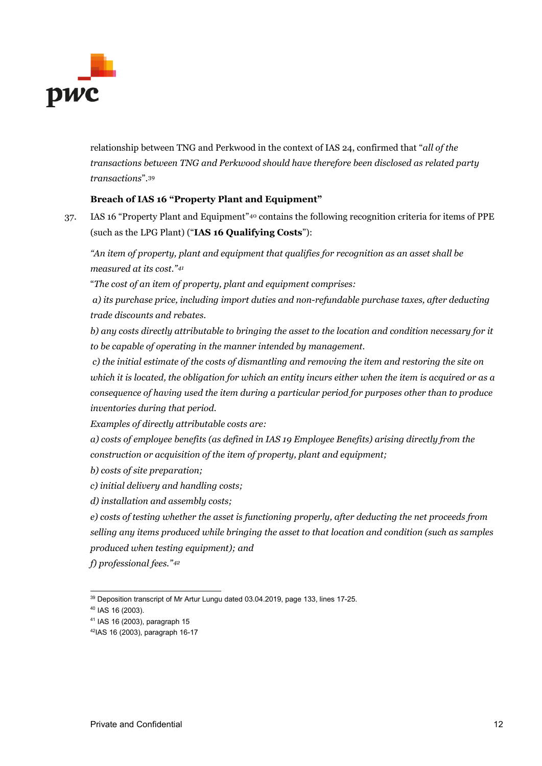relationship between TNG and Perkwood in the context of IAS 24, confirmed that "*all of the transactions between TNG and Perkwood should have therefore been disclosed as related party transactions*".[39]

**Breach of IAS 16 "Property Plant and Equipment"**

37. IAS 16 "Property Plant and Equipment"[40] contains the following recognition criteria for items of PPE (such as the LPG Plant) ("**IAS 16 Qualifying Costs**"):

*"An item of property, plant and equipment that qualifies for recognition as an asset shall be measured at its cost."*[41]

"*The cost of an item of property, plant and equipment comprises:*

*a) its purchase price, including import duties and non-refundable purchase taxes, after deducting trade discounts and rebates.*

*b) any costs directly attributable to bringing the asset to the location and condition necessary for it to be capable of operating in the manner intended by management.*

*c) the initial estimate of the costs of dismantling and removing the item and restoring the site on which it is located, the obligation for which an entity incurs either when the item is acquired or as a consequence of having used the item during a particular period for purposes other than to produce inventories during that period.*

*Examples of directly attributable costs are:*

*a) costs of employee benefits (as defined in IAS 19 Employee Benefits) arising directly from the construction or acquisition of the item of property, plant and equipment;*

*b) costs of site preparation;*

*c) initial delivery and handling costs;*

*d) installation and assembly costs;*

*e) costs of testing whether the asset is functioning properly, after deducting the net proceeds from selling any items produced while bringing the asset to that location and condition (such as samples produced when testing equipment); and*

*f) professional fees."*[42]

---

[39] Deposition transcript of Mr Artur Lungu dated 03.04.2019, page 133, lines 17-25.

[40] IAS 16 (2003).

[41] IAS 16 (2003), paragraph 15

[42] IAS 16 (2003), paragraph 16-17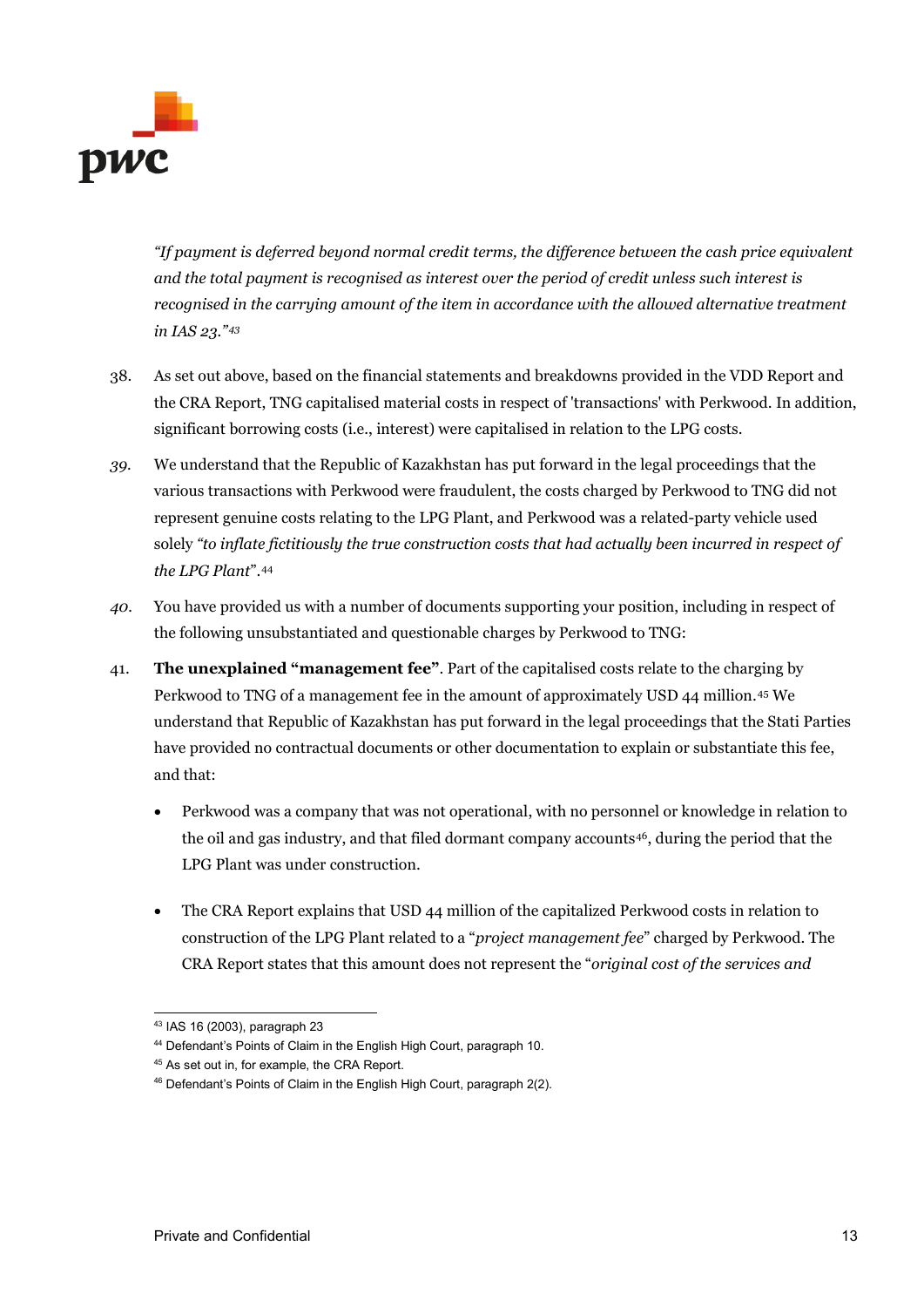*"If payment is deferred beyond normal credit terms, the difference between the cash price equivalent and the total payment is recognised as interest over the period of credit unless such interest is recognised in the carrying amount of the item in accordance with the allowed alternative treatment in IAS 23."*[43]

38. As set out above, based on the financial statements and breakdowns provided in the VDD Report and the CRA Report, TNG capitalised material costs in respect of 'transactions' with Perkwood. In addition, significant borrowing costs (i.e., interest) were capitalised in relation to the LPG costs.

39. We understand that the Republic of Kazakhstan has put forward in the legal proceedings that the various transactions with Perkwood were fraudulent, the costs charged by Perkwood to TNG did not represent genuine costs relating to the LPG Plant, and Perkwood was a related-party vehicle used solely *"to inflate fictitiously the true construction costs that had actually been incurred in respect of the LPG Plant"*.[44]

40. You have provided us with a number of documents supporting your position, including in respect of the following unsubstantiated and questionable charges by Perkwood to TNG:

41. **The unexplained "management fee"**. Part of the capitalised costs relate to the charging by Perkwood to TNG of a management fee in the amount of approximately USD 44 million.[45] We understand that Republic of Kazakhstan has put forward in the legal proceedings that the Stati Parties have provided no contractual documents or other documentation to explain or substantiate this fee, and that:

   - Perkwood was a company that was not operational, with no personnel or knowledge in relation to the oil and gas industry, and that filed dormant company accounts[46], during the period that the LPG Plant was under construction.

   - The CRA Report explains that USD 44 million of the capitalized Perkwood costs in relation to construction of the LPG Plant related to a "*project management fee*" charged by Perkwood. The CRA Report states that this amount does not represent the "*original cost of the services and*

---

[43] IAS 16 (2003), paragraph 23

[44] Defendant's Points of Claim in the English High Court, paragraph 10.

[45] As set out in, for example, the CRA Report.

[46] Defendant's Points of Claim in the English High Court, paragraph 2(2).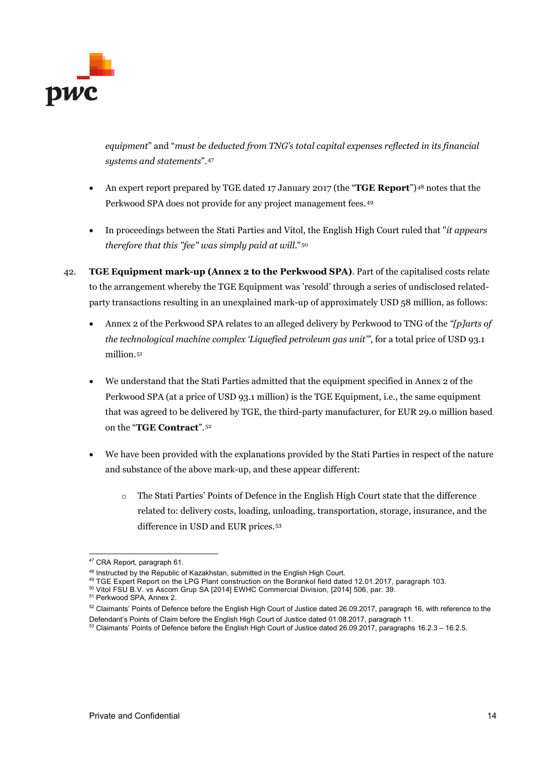*equipment*" and "*must be deducted from TNG's total capital expenses reflected in its financial systems and statements*".[47]

- An expert report prepared by TGE dated 17 January 2017 (the "**TGE Report**")[48] notes that the Perkwood SPA does not provide for any project management fees.[49]

- In proceedings between the Stati Parties and Vitol, the English High Court ruled that "*it appears therefore that this "fee" was simply paid at will.*"[50]

42. **TGE Equipment mark-up (Annex 2 to the Perkwood SPA)**. Part of the capitalised costs relate to the arrangement whereby the TGE Equipment was 'resold' through a series of undisclosed related-party transactions resulting in an unexplained mark-up of approximately USD 58 million, as follows:

    - Annex 2 of the Perkwood SPA relates to an alleged delivery by Perkwood to TNG of the *"[p]arts of the technological machine complex 'Liquefied petroleum gas unit'"*, for a total price of USD 93.1 million.[51]

    - We understand that the Stati Parties admitted that the equipment specified in Annex 2 of the Perkwood SPA (at a price of USD 93.1 million) is the TGE Equipment, i.e., the same equipment that was agreed to be delivered by TGE, the third-party manufacturer, for EUR 29.0 million based on the "**TGE Contract**".[52]

    - We have been provided with the explanations provided by the Stati Parties in respect of the nature and substance of the above mark-up, and these appear different:

        - The Stati Parties' Points of Defence in the English High Court state that the difference related to: delivery costs, loading, unloading, transportation, storage, insurance, and the difference in USD and EUR prices.[53]

---

[47] CRA Report, paragraph 61.

[48] Instructed by the Republic of Kazakhstan, submitted in the English High Court.

[49] TGE Expert Report on the LPG Plant construction on the Borankol field dated 12.01.2017, paragraph 103.

[50] Vitol FSU B.V. vs Ascom Grup SA [2014] EWHC Commercial Division, [2014] 506, par. 39.

[51] Perkwood SPA, Annex 2.

[52] Claimants' Points of Defence before the English High Court of Justice dated 26.09.2017, paragraph 16, with reference to the Defendant's Points of Claim before the English High Court of Justice dated 01.08.2017, paragraph 11.

[53] Claimants' Points of Defence before the English High Court of Justice dated 26.09.2017, paragraphs 16.2.3 – 16.2.5.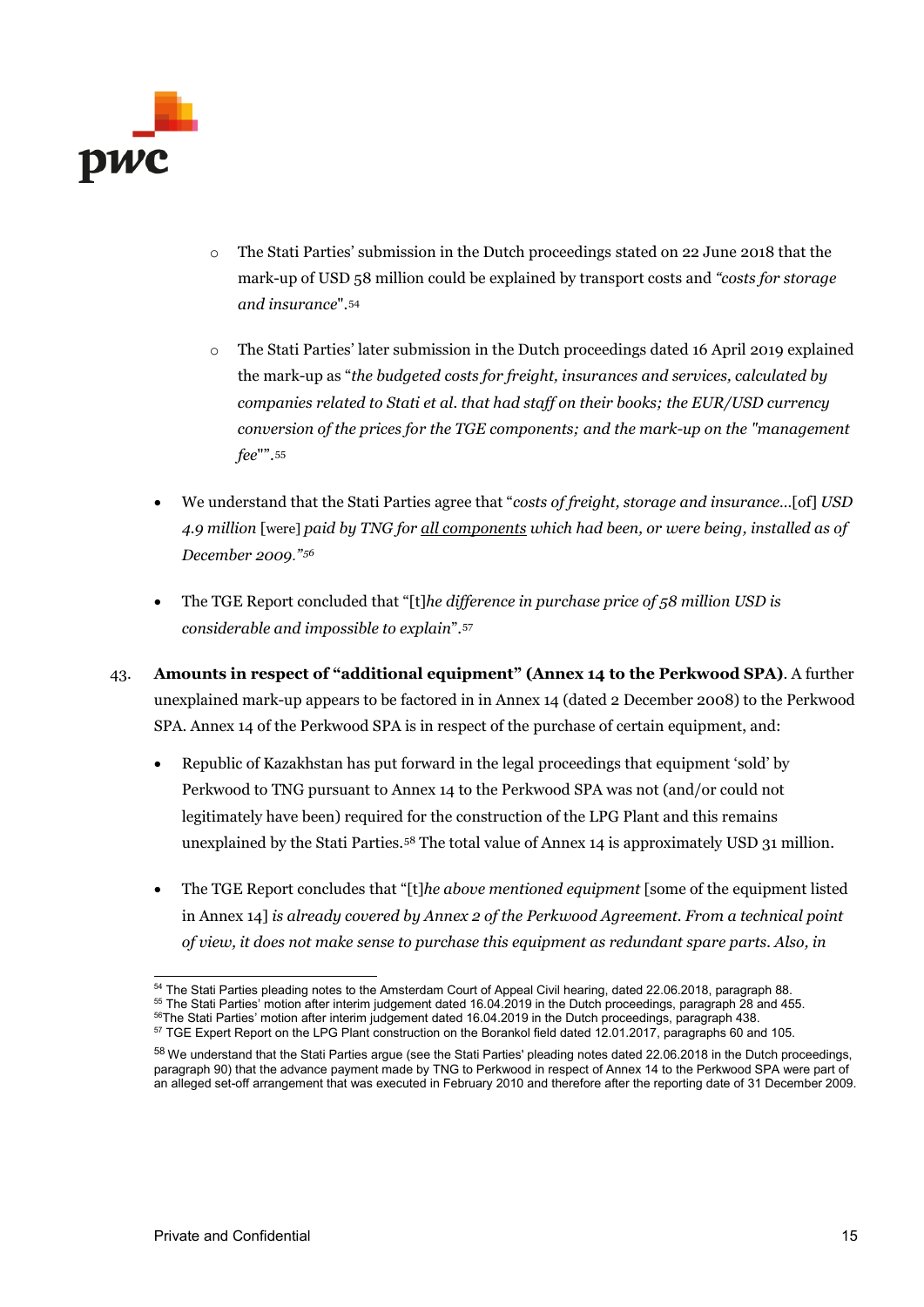- The Stati Parties' submission in the Dutch proceedings stated on 22 June 2018 that the mark-up of USD 58 million could be explained by transport costs and *"costs for storage and insurance*".[54]

- The Stati Parties' later submission in the Dutch proceedings dated 16 April 2019 explained the mark-up as "*the budgeted costs for freight, insurances and services, calculated by companies related to Stati et al. that had staff on their books; the EUR/USD currency conversion of the prices for the TGE components; and the mark-up on the "management fee*"".[55]

- We understand that the Stati Parties agree that "*costs of freight, storage and insurance*...[of] *USD 4.9 million* [were] *paid by TNG for* <u>*all components*</u> *which had been, or were being, installed as of December 2009."*[56]

- The TGE Report concluded that "[t]*he difference in purchase price of 58 million USD is considerable and impossible to explain*".[57]

43. **Amounts in respect of "additional equipment" (Annex 14 to the Perkwood SPA)**. A further unexplained mark-up appears to be factored in in Annex 14 (dated 2 December 2008) to the Perkwood SPA. Annex 14 of the Perkwood SPA is in respect of the purchase of certain equipment, and:

- Republic of Kazakhstan has put forward in the legal proceedings that equipment 'sold' by Perkwood to TNG pursuant to Annex 14 to the Perkwood SPA was not (and/or could not legitimately have been) required for the construction of the LPG Plant and this remains unexplained by the Stati Parties.[58] The total value of Annex 14 is approximately USD 31 million.

- The TGE Report concludes that "[t]*he above mentioned equipment* [some of the equipment listed in Annex 14] *is already covered by Annex 2 of the Perkwood Agreement. From a technical point of view, it does not make sense to purchase this equipment as redundant spare parts. Also, in*

---

[54] The Stati Parties pleading notes to the Amsterdam Court of Appeal Civil hearing, dated 22.06.2018, paragraph 88.
[55] The Stati Parties' motion after interim judgement dated 16.04.2019 in the Dutch proceedings, paragraph 28 and 455.
[56] The Stati Parties' motion after interim judgement dated 16.04.2019 in the Dutch proceedings, paragraph 438.
[57] TGE Expert Report on the LPG Plant construction on the Borankol field dated 12.01.2017, paragraphs 60 and 105.
[58] We understand that the Stati Parties argue (see the Stati Parties' pleading notes dated 22.06.2018 in the Dutch proceedings, paragraph 90) that the advance payment made by TNG to Perkwood in respect of Annex 14 to the Perkwood SPA were part of an alleged set-off arrangement that was executed in February 2010 and therefore after the reporting date of 31 December 2009.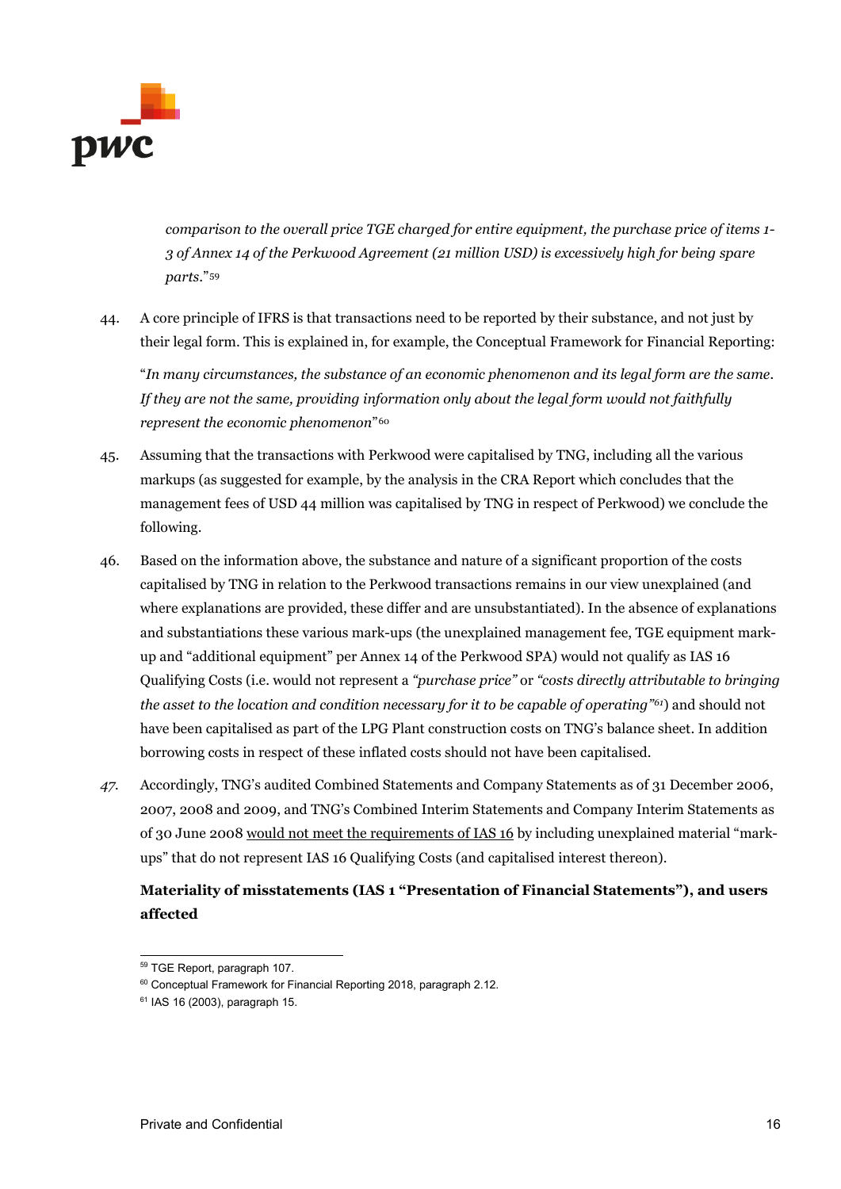*comparison to the overall price TGE charged for entire equipment, the purchase price of items 1-3 of Annex 14 of the Perkwood Agreement (21 million USD) is excessively high for being spare parts.*"[59]

44. A core principle of IFRS is that transactions need to be reported by their substance, and not just by their legal form. This is explained in, for example, the Conceptual Framework for Financial Reporting:

    "*In many circumstances, the substance of an economic phenomenon and its legal form are the same. If they are not the same, providing information only about the legal form would not faithfully represent the economic phenomenon*"[60]

45. Assuming that the transactions with Perkwood were capitalised by TNG, including all the various markups (as suggested for example, by the analysis in the CRA Report which concludes that the management fees of USD 44 million was capitalised by TNG in respect of Perkwood) we conclude the following.

46. Based on the information above, the substance and nature of a significant proportion of the costs capitalised by TNG in relation to the Perkwood transactions remains in our view unexplained (and where explanations are provided, these differ and are unsubstantiated). In the absence of explanations and substantiations these various mark-ups (the unexplained management fee, TGE equipment mark-up and "additional equipment" per Annex 14 of the Perkwood SPA) would not qualify as IAS 16 Qualifying Costs (i.e. would not represent a *"purchase price"* or *"costs directly attributable to bringing the asset to the location and condition necessary for it to be capable of operating"*[61]) and should not have been capitalised as part of the LPG Plant construction costs on TNG's balance sheet. In addition borrowing costs in respect of these inflated costs should not have been capitalised.

47. Accordingly, TNG's audited Combined Statements and Company Statements as of 31 December 2006, 2007, 2008 and 2009, and TNG's Combined Interim Statements and Company Interim Statements as of 30 June 2008 would not meet the requirements of IAS 16 by including unexplained material "mark-ups" that do not represent IAS 16 Qualifying Costs (and capitalised interest thereon).

**Materiality of misstatements (IAS 1 "Presentation of Financial Statements"), and users affected**

---

[59] TGE Report, paragraph 107.

[60] Conceptual Framework for Financial Reporting 2018, paragraph 2.12.

[61] IAS 16 (2003), paragraph 15.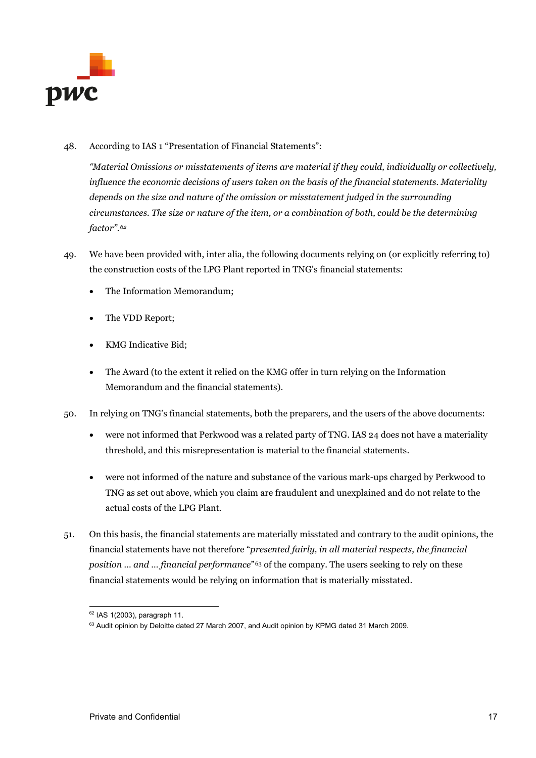48. According to IAS 1 "Presentation of Financial Statements":

    *"Material Omissions or misstatements of items are material if they could, individually or collectively, influence the economic decisions of users taken on the basis of the financial statements. Materiality depends on the size and nature of the omission or misstatement judged in the surrounding circumstances. The size or nature of the item, or a combination of both, could be the determining factor".*[62]

49. We have been provided with, inter alia, the following documents relying on (or explicitly referring to) the construction costs of the LPG Plant reported in TNG's financial statements:

    - The Information Memorandum;
    - The VDD Report;
    - KMG Indicative Bid;
    - The Award (to the extent it relied on the KMG offer in turn relying on the Information Memorandum and the financial statements).

50. In relying on TNG's financial statements, both the preparers, and the users of the above documents:

    - were not informed that Perkwood was a related party of TNG. IAS 24 does not have a materiality threshold, and this misrepresentation is material to the financial statements.
    - were not informed of the nature and substance of the various mark-ups charged by Perkwood to TNG as set out above, which you claim are fraudulent and unexplained and do not relate to the actual costs of the LPG Plant.

51. On this basis, the financial statements are materially misstated and contrary to the audit opinions, the financial statements have not therefore "*presented fairly, in all material respects, the financial position ... and ... financial performance*"[63] of the company. The users seeking to rely on these financial statements would be relying on information that is materially misstated.

---

[62] IAS 1(2003), paragraph 11.

[63] Audit opinion by Deloitte dated 27 March 2007, and Audit opinion by KPMG dated 31 March 2009.

Private and Confidential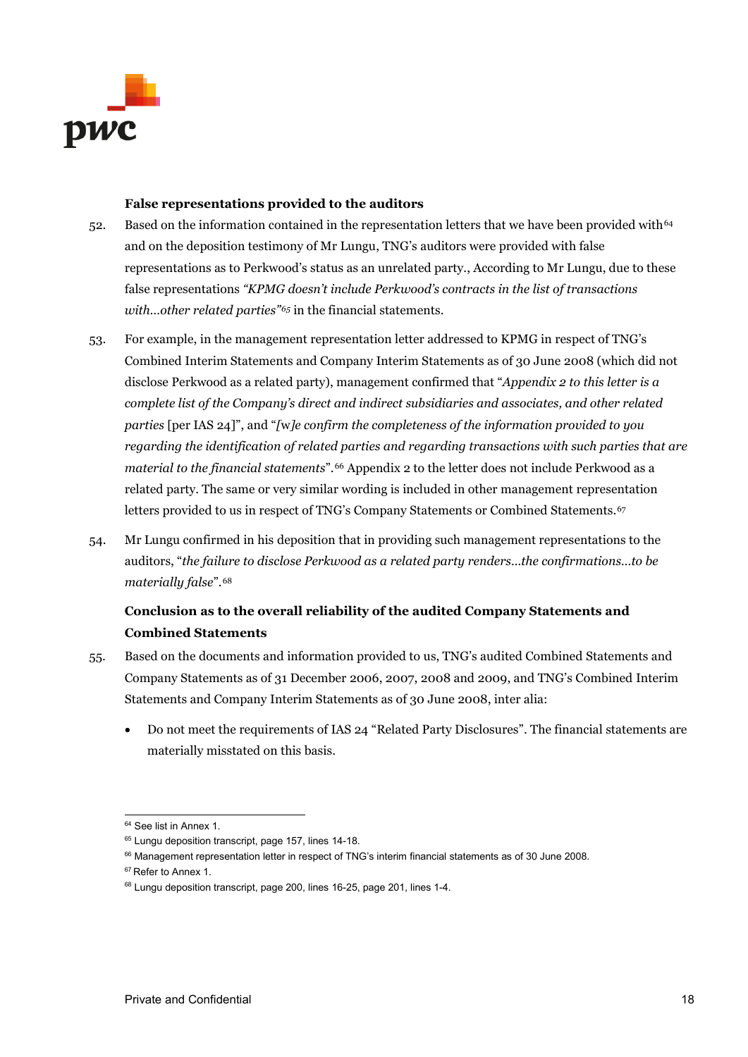**False representations provided to the auditors**

52. Based on the information contained in the representation letters that we have been provided with[64] and on the deposition testimony of Mr Lungu, TNG's auditors were provided with false representations as to Perkwood's status as an unrelated party., According to Mr Lungu, due to these false representations *"KPMG doesn't include Perkwood's contracts in the list of transactions with...other related parties"*[65] in the financial statements.

53. For example, in the management representation letter addressed to KPMG in respect of TNG's Combined Interim Statements and Company Interim Statements as of 30 June 2008 (which did not disclose Perkwood as a related party), management confirmed that "*Appendix 2 to this letter is a complete list of the Company's direct and indirect subsidiaries and associates, and other related parties* [per IAS 24]", and "*[w]e confirm the completeness of the information provided to you regarding the identification of related parties and regarding transactions with such parties that are material to the financial statements*".[66] Appendix 2 to the letter does not include Perkwood as a related party. The same or very similar wording is included in other management representation letters provided to us in respect of TNG's Company Statements or Combined Statements.[67]

54. Mr Lungu confirmed in his deposition that in providing such management representations to the auditors, "*the failure to disclose Perkwood as a related party renders...the confirmations...to be materially false*".[68]

**Conclusion as to the overall reliability of the audited Company Statements and Combined Statements**

55. Based on the documents and information provided to us, TNG's audited Combined Statements and Company Statements as of 31 December 2006, 2007, 2008 and 2009, and TNG's Combined Interim Statements and Company Interim Statements as of 30 June 2008, inter alia:

- Do not meet the requirements of IAS 24 "Related Party Disclosures". The financial statements are materially misstated on this basis.

---

[64] See list in Annex 1.

[65] Lungu deposition transcript, page 157, lines 14-18.

[66] Management representation letter in respect of TNG's interim financial statements as of 30 June 2008.

[67] Refer to Annex 1.

[68] Lungu deposition transcript, page 200, lines 16-25, page 201, lines 1-4.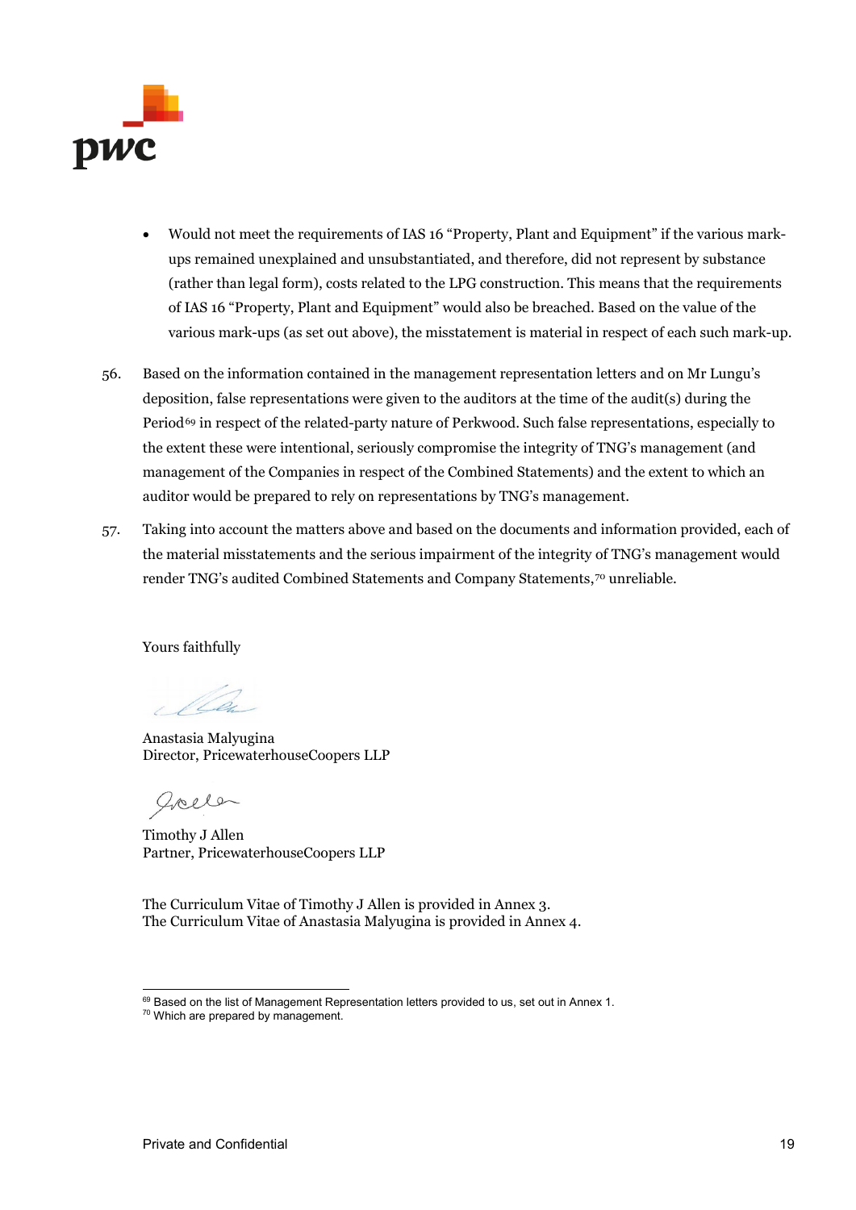- Would not meet the requirements of IAS 16 “Property, Plant and Equipment” if the various mark-ups remained unexplained and unsubstantiated, and therefore, did not represent by substance (rather than legal form), costs related to the LPG construction. This means that the requirements of IAS 16 “Property, Plant and Equipment” would also be breached. Based on the value of the various mark-ups (as set out above), the misstatement is material in respect of each such mark-up.

56. Based on the information contained in the management representation letters and on Mr Lungu’s deposition, false representations were given to the auditors at the time of the audit(s) during the Period[69] in respect of the related-party nature of Perkwood. Such false representations, especially to the extent these were intentional, seriously compromise the integrity of TNG’s management (and management of the Companies in respect of the Combined Statements) and the extent to which an auditor would be prepared to rely on representations by TNG’s management.

57. Taking into account the matters above and based on the documents and information provided, each of the material misstatements and the serious impairment of the integrity of TNG’s management would render TNG’s audited Combined Statements and Company Statements,[70] unreliable.

Yours faithfully

Anastasia Malyugina
Director, PricewaterhouseCoopers LLP

Timothy J Allen
Partner, PricewaterhouseCoopers LLP

The Curriculum Vitae of Timothy J Allen is provided in Annex 3.
The Curriculum Vitae of Anastasia Malyugina is provided in Annex 4.

---

[69] Based on the list of Management Representation letters provided to us, set out in Annex 1.
[70] Which are prepared by management.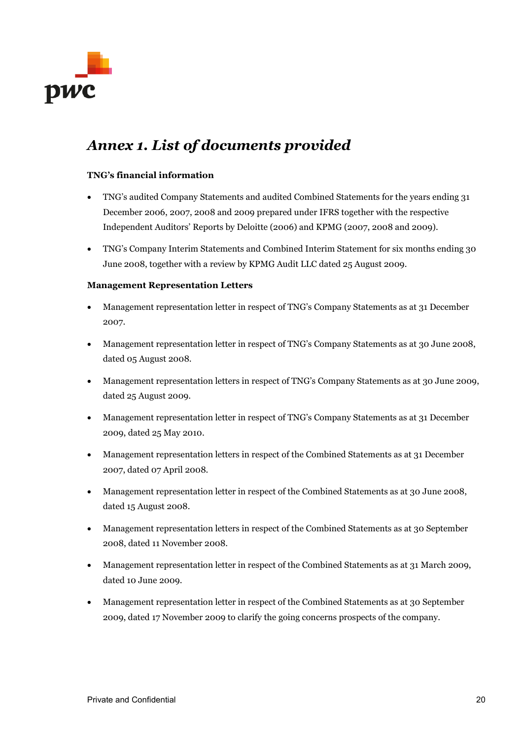# *Annex 1. List of documents provided*

**TNG's financial information**

- TNG's audited Company Statements and audited Combined Statements for the years ending 31 December 2006, 2007, 2008 and 2009 prepared under IFRS together with the respective Independent Auditors' Reports by Deloitte (2006) and KPMG (2007, 2008 and 2009).
- TNG's Company Interim Statements and Combined Interim Statement for six months ending 30 June 2008, together with a review by KPMG Audit LLC dated 25 August 2009.

**Management Representation Letters**

- Management representation letter in respect of TNG's Company Statements as at 31 December 2007.
- Management representation letter in respect of TNG's Company Statements as at 30 June 2008, dated 05 August 2008.
- Management representation letters in respect of TNG's Company Statements as at 30 June 2009, dated 25 August 2009.
- Management representation letter in respect of TNG's Company Statements as at 31 December 2009, dated 25 May 2010.
- Management representation letters in respect of the Combined Statements as at 31 December 2007, dated 07 April 2008.
- Management representation letter in respect of the Combined Statements as at 30 June 2008, dated 15 August 2008.
- Management representation letters in respect of the Combined Statements as at 30 September 2008, dated 11 November 2008.
- Management representation letter in respect of the Combined Statements as at 31 March 2009, dated 10 June 2009.
- Management representation letter in respect of the Combined Statements as at 30 September 2009, dated 17 November 2009 to clarify the going concerns prospects of the company.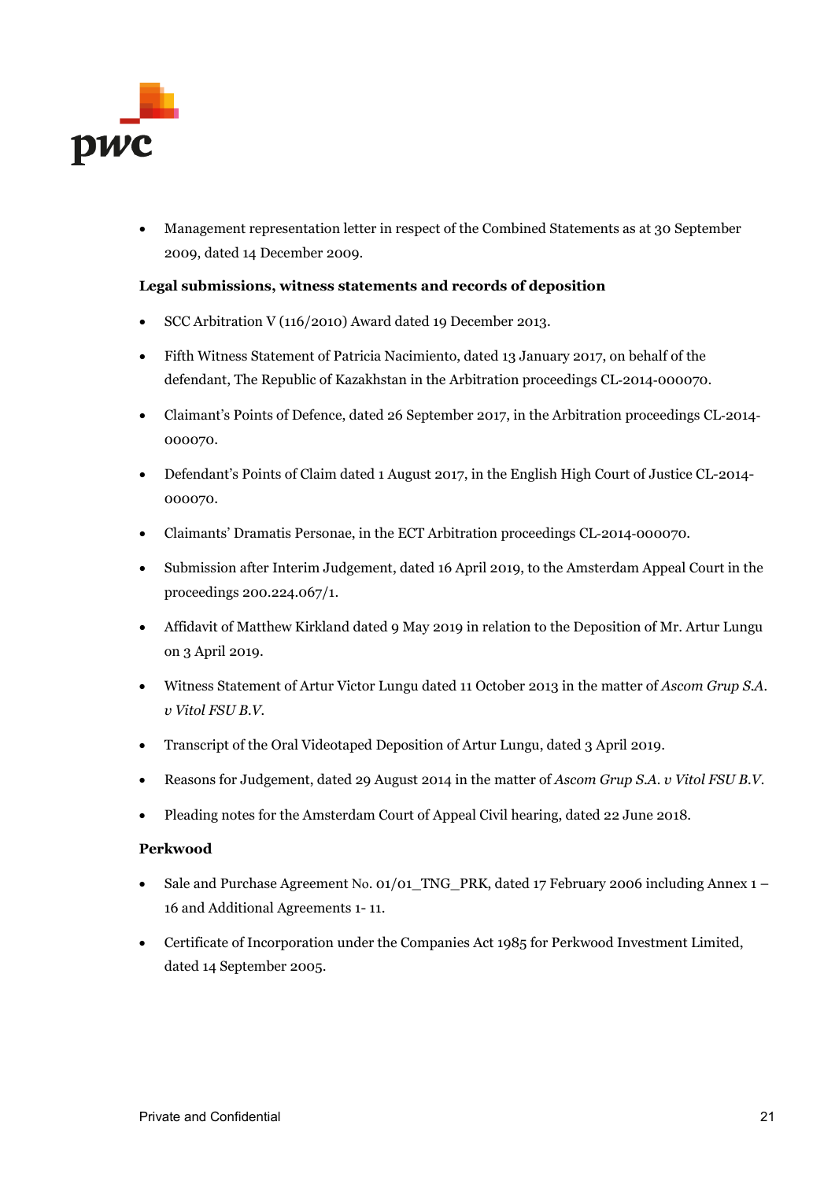- Management representation letter in respect of the Combined Statements as at 30 September 2009, dated 14 December 2009.

**Legal submissions, witness statements and records of deposition**

- SCC Arbitration V (116/2010) Award dated 19 December 2013.
- Fifth Witness Statement of Patricia Nacimiento, dated 13 January 2017, on behalf of the defendant, The Republic of Kazakhstan in the Arbitration proceedings CL-2014-000070.
- Claimant's Points of Defence, dated 26 September 2017, in the Arbitration proceedings CL-2014-000070.
- Defendant's Points of Claim dated 1 August 2017, in the English High Court of Justice CL-2014-000070.
- Claimants' Dramatis Personae, in the ECT Arbitration proceedings CL-2014-000070.
- Submission after Interim Judgement, dated 16 April 2019, to the Amsterdam Appeal Court in the proceedings 200.224.067/1.
- Affidavit of Matthew Kirkland dated 9 May 2019 in relation to the Deposition of Mr. Artur Lungu on 3 April 2019.
- Witness Statement of Artur Victor Lungu dated 11 October 2013 in the matter of *Ascom Grup S.A. v Vitol FSU B.V.*
- Transcript of the Oral Videotaped Deposition of Artur Lungu, dated 3 April 2019.
- Reasons for Judgement, dated 29 August 2014 in the matter of *Ascom Grup S.A. v Vitol FSU B.V.*
- Pleading notes for the Amsterdam Court of Appeal Civil hearing, dated 22 June 2018.

**Perkwood**

- Sale and Purchase Agreement No. 01/01_TNG_PRK, dated 17 February 2006 including Annex 1 – 16 and Additional Agreements 1- 11.
- Certificate of Incorporation under the Companies Act 1985 for Perkwood Investment Limited, dated 14 September 2005.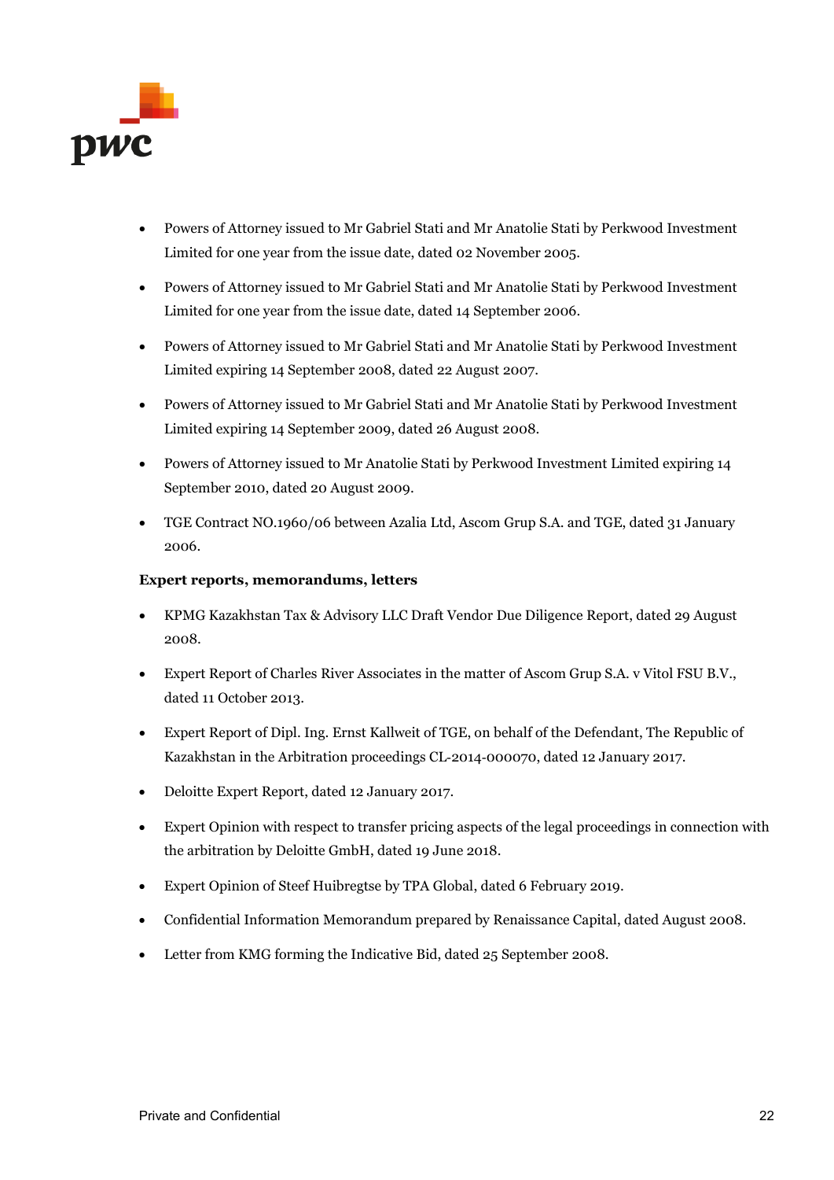- Powers of Attorney issued to Mr Gabriel Stati and Mr Anatolie Stati by Perkwood Investment Limited for one year from the issue date, dated 02 November 2005.
- Powers of Attorney issued to Mr Gabriel Stati and Mr Anatolie Stati by Perkwood Investment Limited for one year from the issue date, dated 14 September 2006.
- Powers of Attorney issued to Mr Gabriel Stati and Mr Anatolie Stati by Perkwood Investment Limited expiring 14 September 2008, dated 22 August 2007.
- Powers of Attorney issued to Mr Gabriel Stati and Mr Anatolie Stati by Perkwood Investment Limited expiring 14 September 2009, dated 26 August 2008.
- Powers of Attorney issued to Mr Anatolie Stati by Perkwood Investment Limited expiring 14 September 2010, dated 20 August 2009.
- TGE Contract NO.1960/06 between Azalia Ltd, Ascom Grup S.A. and TGE, dated 31 January 2006.

**Expert reports, memorandums, letters**

- KPMG Kazakhstan Tax & Advisory LLC Draft Vendor Due Diligence Report, dated 29 August 2008.
- Expert Report of Charles River Associates in the matter of Ascom Grup S.A. v Vitol FSU B.V., dated 11 October 2013.
- Expert Report of Dipl. Ing. Ernst Kallweit of TGE, on behalf of the Defendant, The Republic of Kazakhstan in the Arbitration proceedings CL-2014-000070, dated 12 January 2017.
- Deloitte Expert Report, dated 12 January 2017.
- Expert Opinion with respect to transfer pricing aspects of the legal proceedings in connection with the arbitration by Deloitte GmbH, dated 19 June 2018.
- Expert Opinion of Steef Huibregtse by TPA Global, dated 6 February 2019.
- Confidential Information Memorandum prepared by Renaissance Capital, dated August 2008.
- Letter from KMG forming the Indicative Bid, dated 25 September 2008.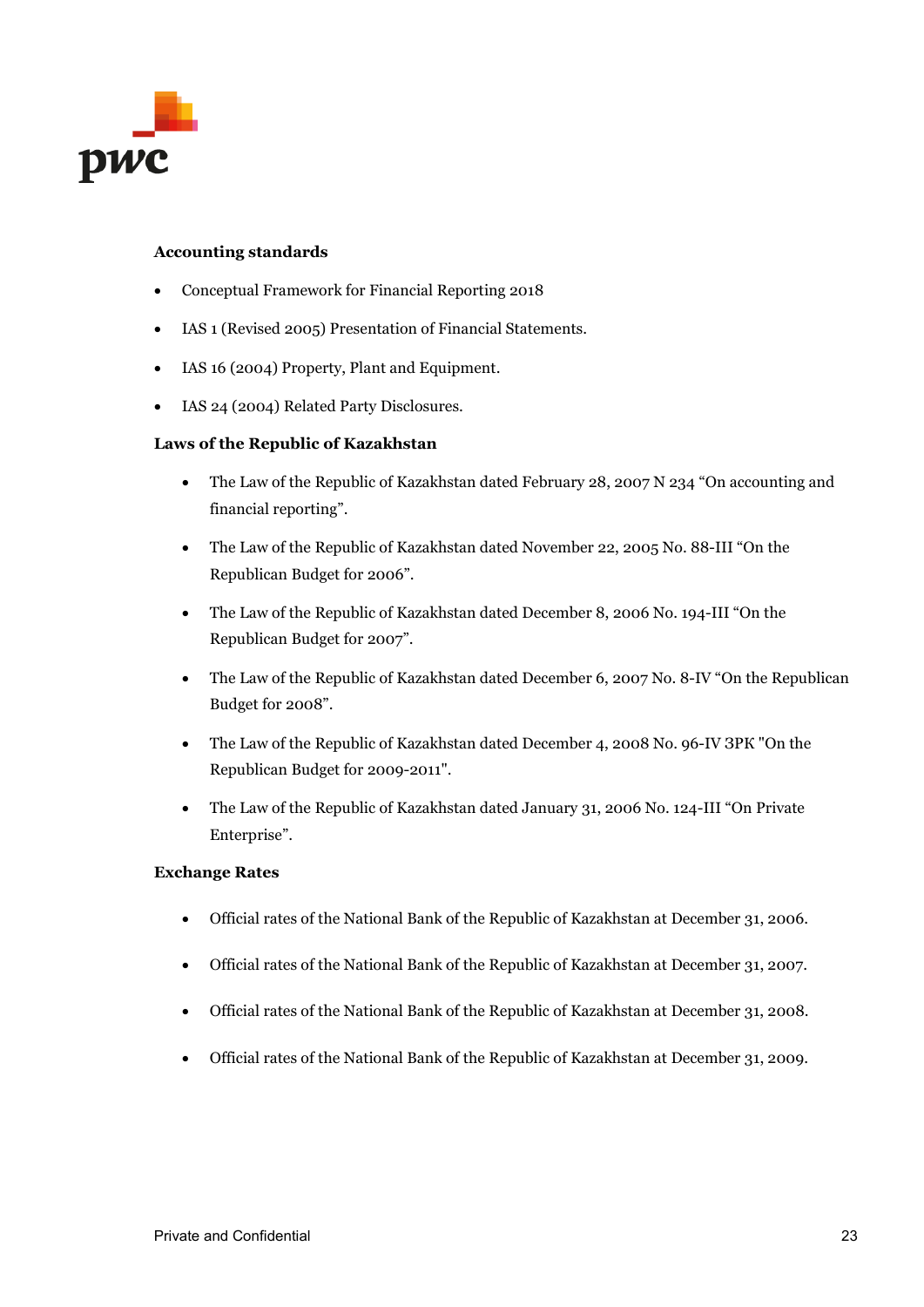**Accounting standards**

- Conceptual Framework for Financial Reporting 2018
- IAS 1 (Revised 2005) Presentation of Financial Statements.
- IAS 16 (2004) Property, Plant and Equipment.
- IAS 24 (2004) Related Party Disclosures.

**Laws of the Republic of Kazakhstan**

- The Law of the Republic of Kazakhstan dated February 28, 2007 N 234 “On accounting and financial reporting”.
- The Law of the Republic of Kazakhstan dated November 22, 2005 No. 88-III “On the Republican Budget for 2006”.
- The Law of the Republic of Kazakhstan dated December 8, 2006 No. 194-III “On the Republican Budget for 2007”.
- The Law of the Republic of Kazakhstan dated December 6, 2007 No. 8-IV “On the Republican Budget for 2008”.
- The Law of the Republic of Kazakhstan dated December 4, 2008 No. 96-IV ЗРК "On the Republican Budget for 2009-2011".
- The Law of the Republic of Kazakhstan dated January 31, 2006 No. 124-III “On Private Enterprise”.

**Exchange Rates**

- Official rates of the National Bank of the Republic of Kazakhstan at December 31, 2006.
- Official rates of the National Bank of the Republic of Kazakhstan at December 31, 2007.
- Official rates of the National Bank of the Republic of Kazakhstan at December 31, 2008.
- Official rates of the National Bank of the Republic of Kazakhstan at December 31, 2009.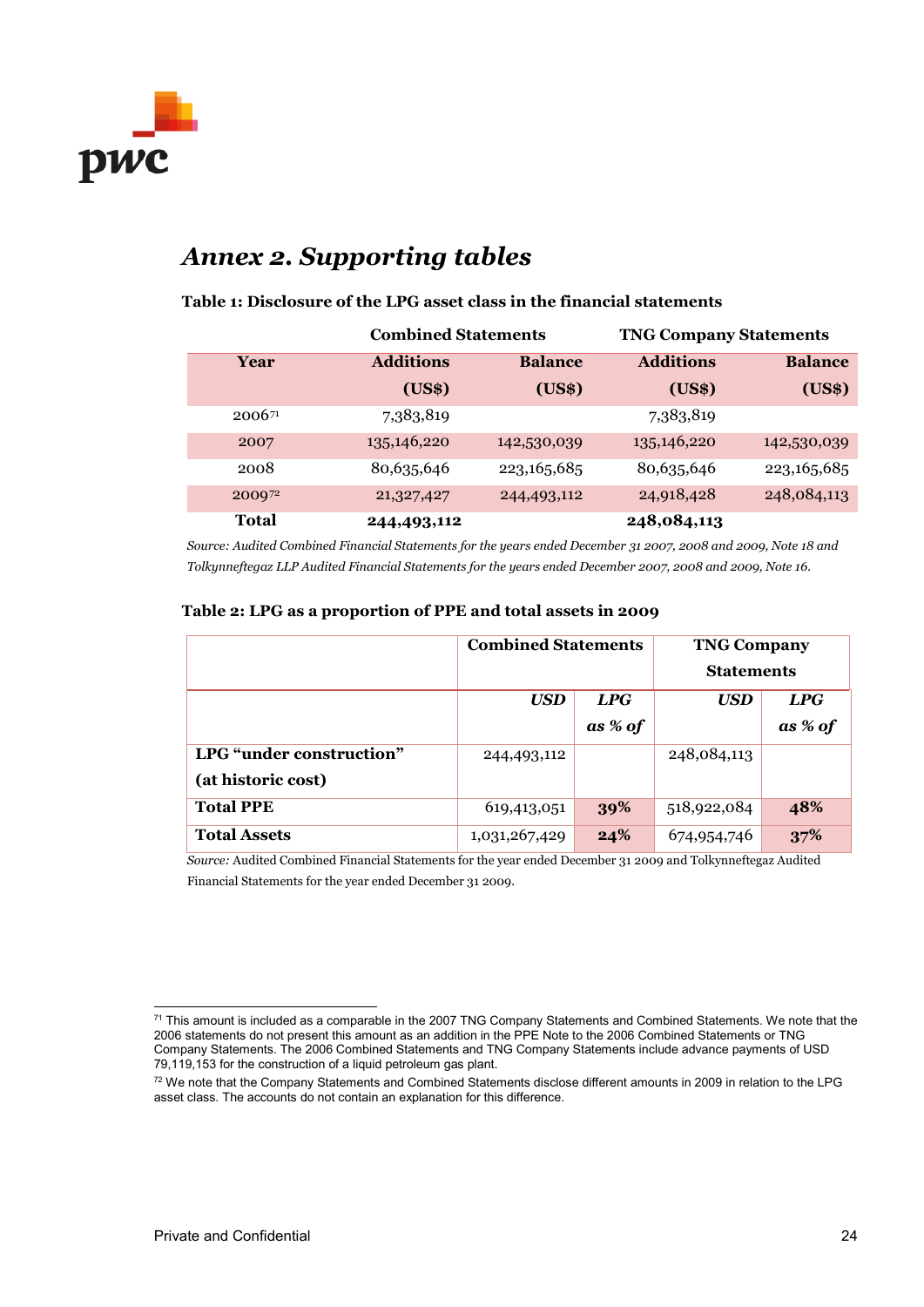# *Annex 2. Supporting tables*

**Table 1: Disclosure of the LPG asset class in the financial statements**

| | **Combined Statements** | | **TNG Company Statements** | |
|---|---|---|---|---|
| **Year** | **Additions (US$)** | **Balance (US$)** | **Additions (US$)** | **Balance (US$)** |
| 2006[71] | 7,383,819 | | 7,383,819 | |
| 2007 | 135,146,220 | 142,530,039 | 135,146,220 | 142,530,039 |
| 2008 | 80,635,646 | 223,165,685 | 80,635,646 | 223,165,685 |
| 2009[72] | 21,327,427 | 244,493,112 | 24,918,428 | 248,084,113 |
| **Total** | **244,493,112** | | **248,084,113** | |

*Source: Audited Combined Financial Statements for the years ended December 31 2007, 2008 and 2009, Note 18 and Tolkynneftegaz LLP Audited Financial Statements for the years ended December 2007, 2008 and 2009, Note 16.*

**Table 2: LPG as a proportion of PPE and total assets in 2009**

| | **Combined Statements** | | **TNG Company Statements** | |
|---|---|---|---|---|
| | ***USD*** | ***LPG as % of*** | ***USD*** | ***LPG as % of*** |
| **LPG "under construction" (at historic cost)** | 244,493,112 | | 248,084,113 | |
| **Total PPE** | 619,413,051 | **39%** | 518,922,084 | **48%** |
| **Total Assets** | 1,031,267,429 | **24%** | 674,954,746 | **37%** |

*Source:* Audited Combined Financial Statements for the year ended December 31 2009 and Tolkynneftegaz Audited Financial Statements for the year ended December 31 2009.

---

[71] This amount is included as a comparable in the 2007 TNG Company Statements and Combined Statements. We note that the 2006 statements do not present this amount as an addition in the PPE Note to the 2006 Combined Statements or TNG Company Statements. The 2006 Combined Statements and TNG Company Statements include advance payments of USD 79,119,153 for the construction of a liquid petroleum gas plant.

[72] We note that the Company Statements and Combined Statements disclose different amounts in 2009 in relation to the LPG asset class. The accounts do not contain an explanation for this difference.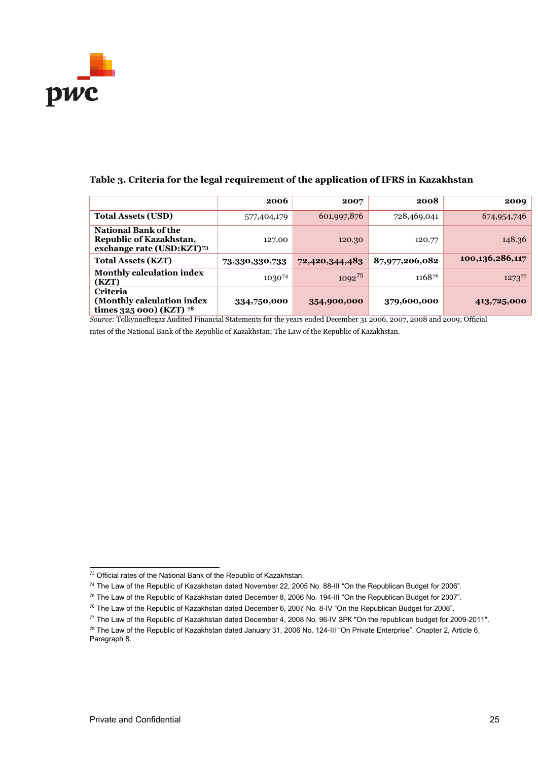**Table 3. Criteria for the legal requirement of the application of IFRS in Kazakhstan**

| | 2006 | 2007 | 2008 | 2009 |
|---|---|---|---|---|
| **Total Assets (USD)** | 577,404,179 | 601,997,876 | 728,469,041 | 674,954,746 |
| **National Bank of the Republic of Kazakhstan, exchange rate (USD:KZT)**[73] | 127.00 | 120.30 | 120.77 | 148.36 |
| **Total Assets (KZT)** | **73,330,330,733** | **72,420,344,483** | **87,977,206,082** | **100,136,286,117** |
| **Monthly calculation index (KZT)** | 1030[74] | 1092[75] | 1168[76] | 1273[77] |
| **Criteria (Monthly calculation index times 325 000) (KZT)** [78] | **334,750,000** | **354,900,000** | **379,600,000** | **413,725,000** |

*Source:* Tolkynneftegaz Audited Financial Statements for the years ended December 31 2006, 2007, 2008 and 2009; Official rates of the National Bank of the Republic of Kazakhstan; The Law of the Republic of Kazakhstan.

[73] Official rates of the National Bank of the Republic of Kazakhstan.

[74] The Law of the Republic of Kazakhstan dated November 22, 2005 No. 88-III "On the Republican Budget for 2006".

[75] The Law of the Republic of Kazakhstan dated December 8, 2006 No. 194-III "On the Republican Budget for 2007".

[76] The Law of the Republic of Kazakhstan dated December 6, 2007 No. 8-IV "On the Republican Budget for 2008".

[77] The Law of the Republic of Kazakhstan dated December 4, 2008 No. 96-IV 3PK "On the republican budget for 2009-2011".

[78] The Law of the Republic of Kazakhstan dated January 31, 2006 No. 124-III "On Private Enterprise", Chapter 2, Article 6, Paragraph 8.